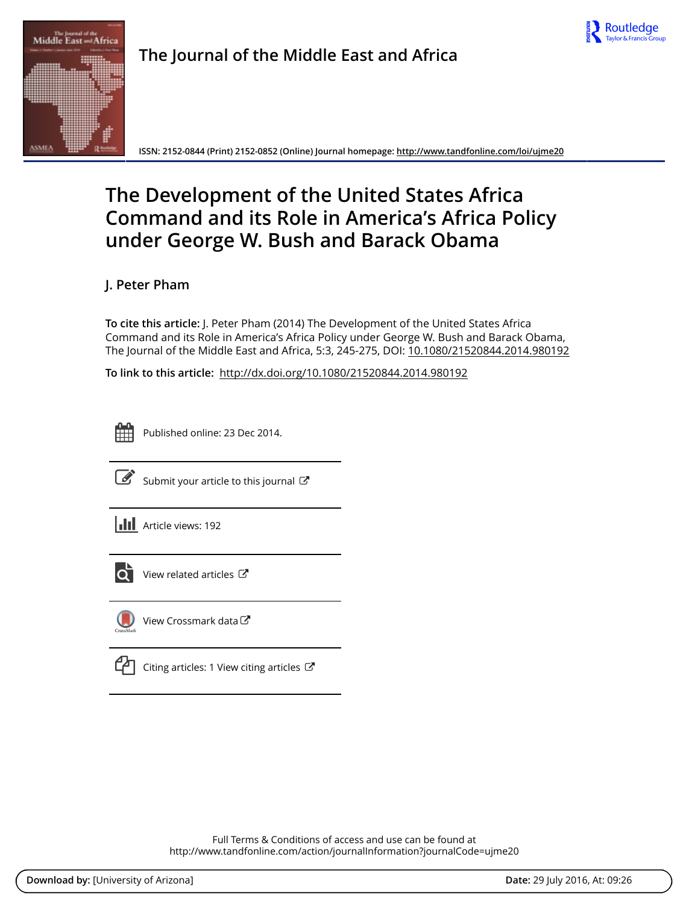The Journal of the Middle East and Africa

ISSN: 2152-0844 (Print) 2152-0852 (Online) Journal homepage: http://www.tandfonline.com/loi/ujme20

# The Development of the United States Africa Command and its Role in America's Africa Policy under George W. Bush and Barack Obama

J. Peter Pham

**To cite this article:** J. Peter Pham (2014) The Development of the United States Africa Command and its Role in America's Africa Policy under George W. Bush and Barack Obama, The Journal of the Middle East and Africa, 5:3, 245-275, DOI: 10.1080/21520844.2014.980192

**To link to this article:** http://dx.doi.org/10.1080/21520844.2014.980192

Published online: 23 Dec 2014.

Submit your article to this journal

Article views: 192

View related articles

View Crossmark data

Citing articles: 1 View citing articles

Full Terms & Conditions of access and use can be found at http://www.tandfonline.com/action/journalInformation?journalCode=ujme20

**Download by:** [University of Arizona] **Date:** 29 July 2016, At: 09:26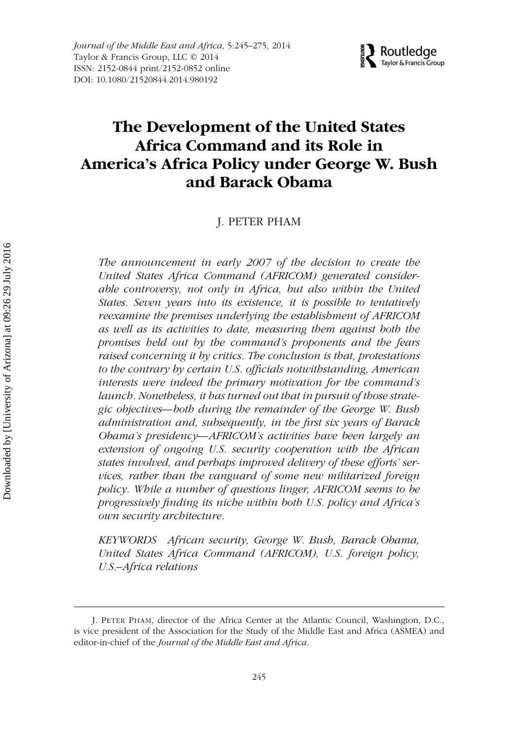# The Development of the United States Africa Command and its Role in America's Africa Policy under George W. Bush and Barack Obama

J. PETER PHAM

*The announcement in early 2007 of the decision to create the United States Africa Command (AFRICOM) generated considerable controversy, not only in Africa, but also within the United States. Seven years into its existence, it is possible to tentatively reexamine the premises underlying the establishment of AFRICOM as well as its activities to date, measuring them against both the promises held out by the command's proponents and the fears raised concerning it by critics. The conclusion is that, protestations to the contrary by certain U.S. officials notwithstanding, American interests were indeed the primary motivation for the command's launch. Nonetheless, it has turned out that in pursuit of those strategic objectives—both during the remainder of the George W. Bush administration and, subsequently, in the first six years of Barack Obama's presidency—AFRICOM's activities have been largely an extension of ongoing U.S. security cooperation with the African states involved, and perhaps improved delivery of these efforts' services, rather than the vanguard of some new militarized foreign policy. While a number of questions linger, AFRICOM seems to be progressively finding its niche within both U.S. policy and Africa's own security architecture.*

*KEYWORDS African security, George W. Bush, Barack Obama, United States Africa Command (AFRICOM), U.S. foreign policy, U.S.–Africa relations*

---

J. PETER PHAM, director of the Africa Center at the Atlantic Council, Washington, D.C., is vice president of the Association for the Study of the Middle East and Africa (ASMEA) and editor-in-chief of the *Journal of the Middle East and Africa*.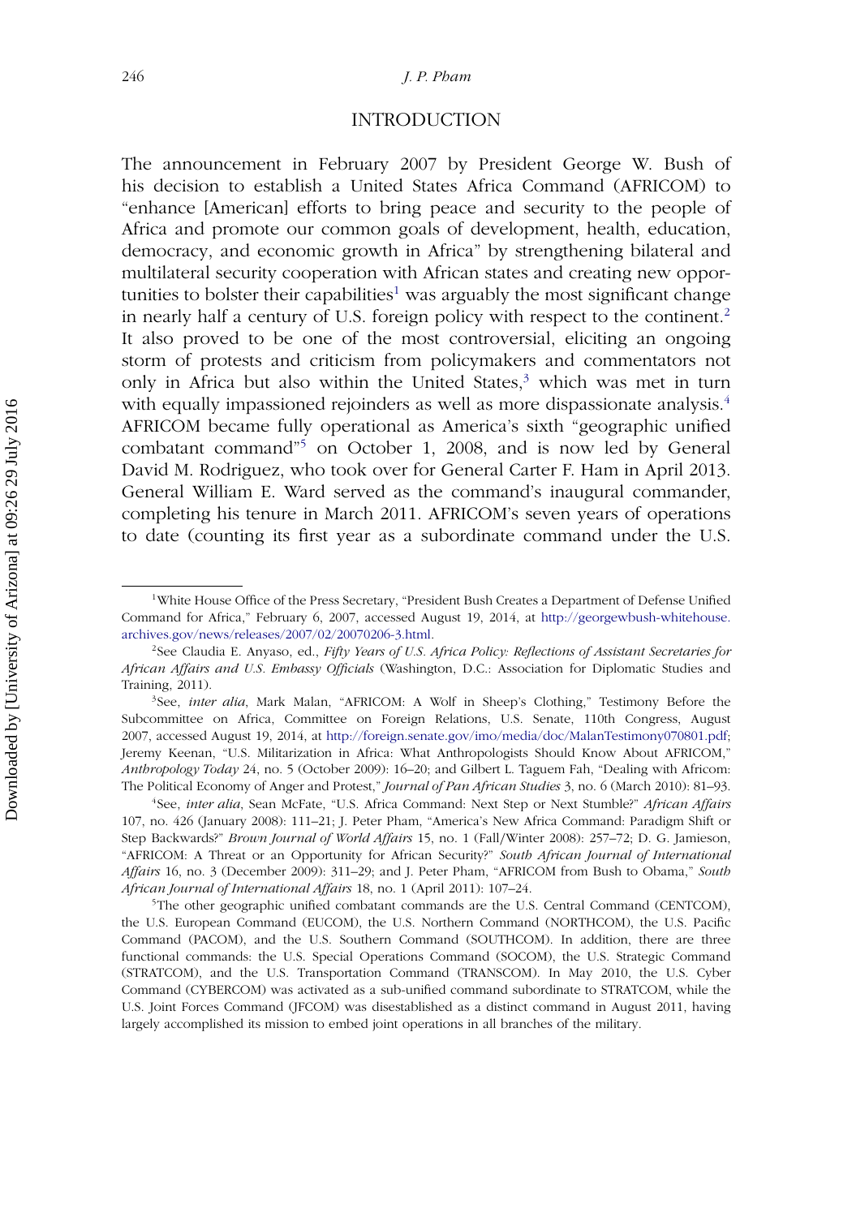## INTRODUCTION

The announcement in February 2007 by President George W. Bush of his decision to establish a United States Africa Command (AFRICOM) to "enhance [American] efforts to bring peace and security to the people of Africa and promote our common goals of development, health, education, democracy, and economic growth in Africa" by strengthening bilateral and multilateral security cooperation with African states and creating new opportunities to bolster their capabilities[1] was arguably the most significant change in nearly half a century of U.S. foreign policy with respect to the continent.[2] It also proved to be one of the most controversial, eliciting an ongoing storm of protests and criticism from policymakers and commentators not only in Africa but also within the United States,[3] which was met in turn with equally impassioned rejoinders as well as more dispassionate analysis.[4] AFRICOM became fully operational as America's sixth "geographic unified combatant command"[5] on October 1, 2008, and is now led by General David M. Rodriguez, who took over for General Carter F. Ham in April 2013. General William E. Ward served as the command's inaugural commander, completing his tenure in March 2011. AFRICOM's seven years of operations to date (counting its first year as a subordinate command under the U.S.

---

[1] White House Office of the Press Secretary, "President Bush Creates a Department of Defense Unified Command for Africa," February 6, 2007, accessed August 19, 2014, at http://georgewbush-whitehouse.archives.gov/news/releases/2007/02/20070206-3.html.

[2] See Claudia E. Anyaso, ed., *Fifty Years of U.S. Africa Policy: Reflections of Assistant Secretaries for African Affairs and U.S. Embassy Officials* (Washington, D.C.: Association for Diplomatic Studies and Training, 2011).

[3] See, *inter alia*, Mark Malan, "AFRICOM: A Wolf in Sheep's Clothing," Testimony Before the Subcommittee on Africa, Committee on Foreign Relations, U.S. Senate, 110th Congress, August 2007, accessed August 19, 2014, at http://foreign.senate.gov/imo/media/doc/MalanTestimony070801.pdf; Jeremy Keenan, "U.S. Militarization in Africa: What Anthropologists Should Know About AFRICOM," *Anthropology Today* 24, no. 5 (October 2009): 16–20; and Gilbert L. Taguem Fah, "Dealing with Africom: The Political Economy of Anger and Protest," *Journal of Pan African Studies* 3, no. 6 (March 2010): 81–93.

[4] See, *inter alia*, Sean McFate, "U.S. Africa Command: Next Step or Next Stumble?" *African Affairs* 107, no. 426 (January 2008): 111–21; J. Peter Pham, "America's New Africa Command: Paradigm Shift or Step Backwards?" *Brown Journal of World Affairs* 15, no. 1 (Fall/Winter 2008): 257–72; D. G. Jamieson, "AFRICOM: A Threat or an Opportunity for African Security?" *South African Journal of International Affairs* 16, no. 3 (December 2009): 311–29; and J. Peter Pham, "AFRICOM from Bush to Obama," *South African Journal of International Affairs* 18, no. 1 (April 2011): 107–24.

[5] The other geographic unified combatant commands are the U.S. Central Command (CENTCOM), the U.S. European Command (EUCOM), the U.S. Northern Command (NORTHCOM), the U.S. Pacific Command (PACOM), and the U.S. Southern Command (SOUTHCOM). In addition, there are three functional commands: the U.S. Special Operations Command (SOCOM), the U.S. Strategic Command (STRATCOM), and the U.S. Transportation Command (TRANSCOM). In May 2010, the U.S. Cyber Command (CYBERCOM) was activated as a sub-unified command subordinate to STRATCOM, while the U.S. Joint Forces Command (JFCOM) was disestablished as a distinct command in August 2011, having largely accomplished its mission to embed joint operations in all branches of the military.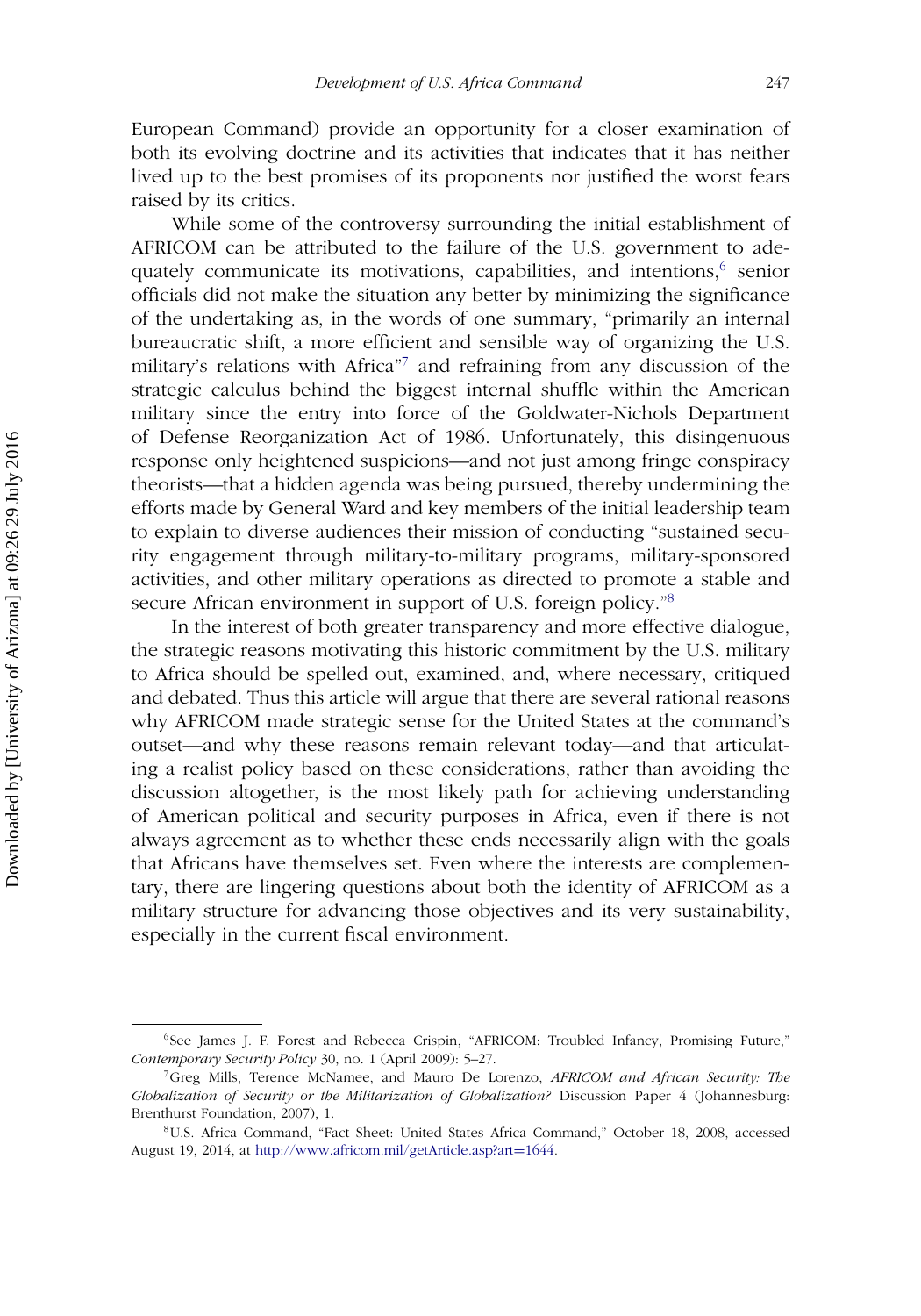European Command) provide an opportunity for a closer examination of both its evolving doctrine and its activities that indicates that it has neither lived up to the best promises of its proponents nor justified the worst fears raised by its critics.

While some of the controversy surrounding the initial establishment of AFRICOM can be attributed to the failure of the U.S. government to adequately communicate its motivations, capabilities, and intentions,[6] senior officials did not make the situation any better by minimizing the significance of the undertaking as, in the words of one summary, "primarily an internal bureaucratic shift, a more efficient and sensible way of organizing the U.S. military's relations with Africa"[7] and refraining from any discussion of the strategic calculus behind the biggest internal shuffle within the American military since the entry into force of the Goldwater-Nichols Department of Defense Reorganization Act of 1986. Unfortunately, this disingenuous response only heightened suspicions—and not just among fringe conspiracy theorists—that a hidden agenda was being pursued, thereby undermining the efforts made by General Ward and key members of the initial leadership team to explain to diverse audiences their mission of conducting "sustained security engagement through military-to-military programs, military-sponsored activities, and other military operations as directed to promote a stable and secure African environment in support of U.S. foreign policy."[8]

In the interest of both greater transparency and more effective dialogue, the strategic reasons motivating this historic commitment by the U.S. military to Africa should be spelled out, examined, and, where necessary, critiqued and debated. Thus this article will argue that there are several rational reasons why AFRICOM made strategic sense for the United States at the command's outset—and why these reasons remain relevant today—and that articulating a realist policy based on these considerations, rather than avoiding the discussion altogether, is the most likely path for achieving understanding of American political and security purposes in Africa, even if there is not always agreement as to whether these ends necessarily align with the goals that Africans have themselves set. Even where the interests are complementary, there are lingering questions about both the identity of AFRICOM as a military structure for advancing those objectives and its very sustainability, especially in the current fiscal environment.

[6]See James J. F. Forest and Rebecca Crispin, "AFRICOM: Troubled Infancy, Promising Future," *Contemporary Security Policy* 30, no. 1 (April 2009): 5–27.

[7]Greg Mills, Terence McNamee, and Mauro De Lorenzo, *AFRICOM and African Security: The Globalization of Security or the Militarization of Globalization?* Discussion Paper 4 (Johannesburg: Brenthurst Foundation, 2007), 1.

[8]U.S. Africa Command, "Fact Sheet: United States Africa Command," October 18, 2008, accessed August 19, 2014, at http://www.africom.mil/getArticle.asp?art=1644.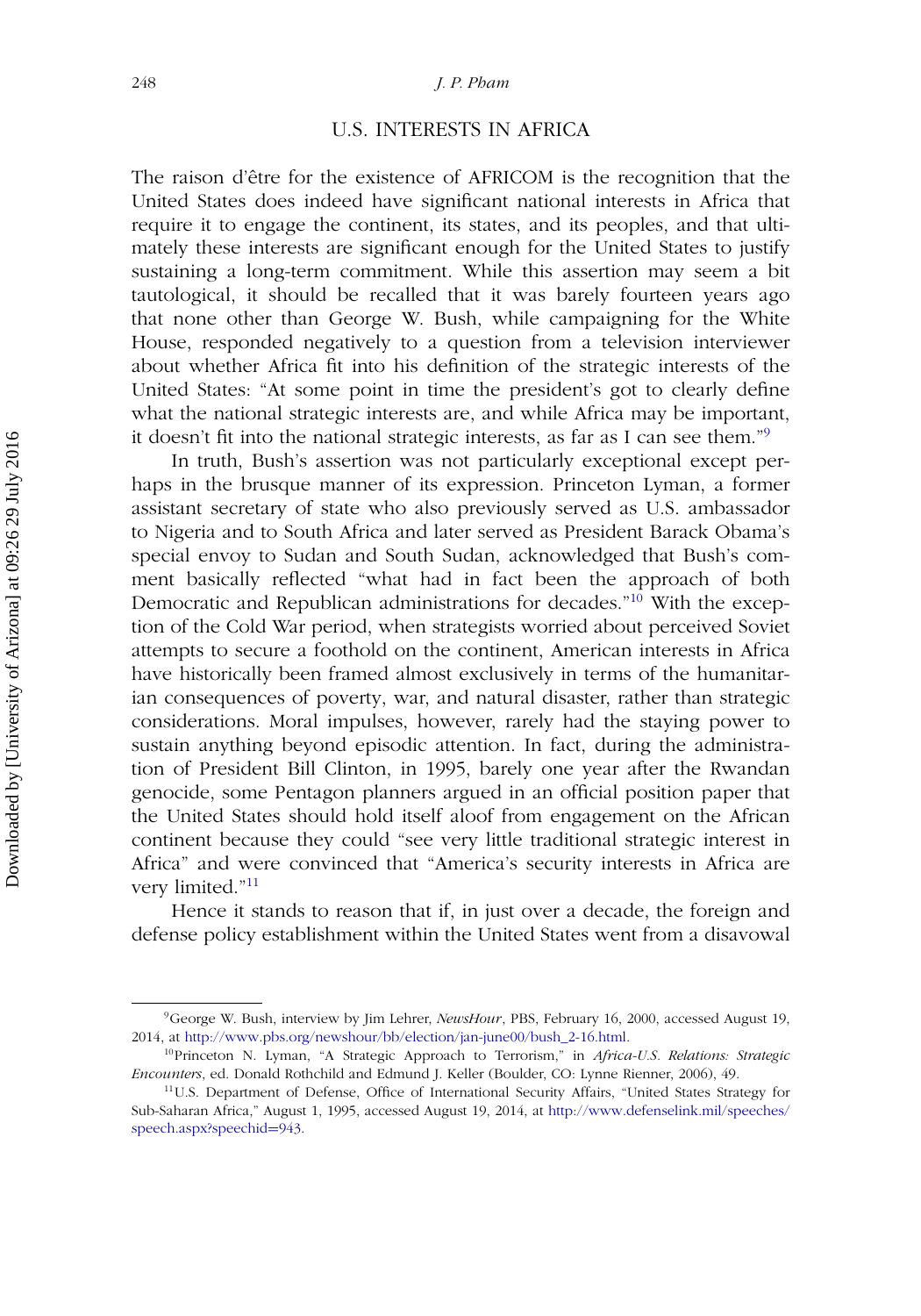## U.S. INTERESTS IN AFRICA

The raison d'être for the existence of AFRICOM is the recognition that the United States does indeed have significant national interests in Africa that require it to engage the continent, its states, and its peoples, and that ultimately these interests are significant enough for the United States to justify sustaining a long-term commitment. While this assertion may seem a bit tautological, it should be recalled that it was barely fourteen years ago that none other than George W. Bush, while campaigning for the White House, responded negatively to a question from a television interviewer about whether Africa fit into his definition of the strategic interests of the United States: "At some point in time the president's got to clearly define what the national strategic interests are, and while Africa may be important, it doesn't fit into the national strategic interests, as far as I can see them."[9]

In truth, Bush's assertion was not particularly exceptional except perhaps in the brusque manner of its expression. Princeton Lyman, a former assistant secretary of state who also previously served as U.S. ambassador to Nigeria and to South Africa and later served as President Barack Obama's special envoy to Sudan and South Sudan, acknowledged that Bush's comment basically reflected "what had in fact been the approach of both Democratic and Republican administrations for decades."[10] With the exception of the Cold War period, when strategists worried about perceived Soviet attempts to secure a foothold on the continent, American interests in Africa have historically been framed almost exclusively in terms of the humanitarian consequences of poverty, war, and natural disaster, rather than strategic considerations. Moral impulses, however, rarely had the staying power to sustain anything beyond episodic attention. In fact, during the administration of President Bill Clinton, in 1995, barely one year after the Rwandan genocide, some Pentagon planners argued in an official position paper that the United States should hold itself aloof from engagement on the African continent because they could "see very little traditional strategic interest in Africa" and were convinced that "America's security interests in Africa are very limited."[11]

Hence it stands to reason that if, in just over a decade, the foreign and defense policy establishment within the United States went from a disavowal

---

[9] George W. Bush, interview by Jim Lehrer, *NewsHour*, PBS, February 16, 2000, accessed August 19, 2014, at http://www.pbs.org/newshour/bb/election/jan-june00/bush_2-16.html.

[10] Princeton N. Lyman, "A Strategic Approach to Terrorism," in *Africa-U.S. Relations: Strategic Encounters*, ed. Donald Rothchild and Edmund J. Keller (Boulder, CO: Lynne Rienner, 2006), 49.

[11] U.S. Department of Defense, Office of International Security Affairs, "United States Strategy for Sub-Saharan Africa," August 1, 1995, accessed August 19, 2014, at http://www.defenselink.mil/speeches/speech.aspx?speechid=943.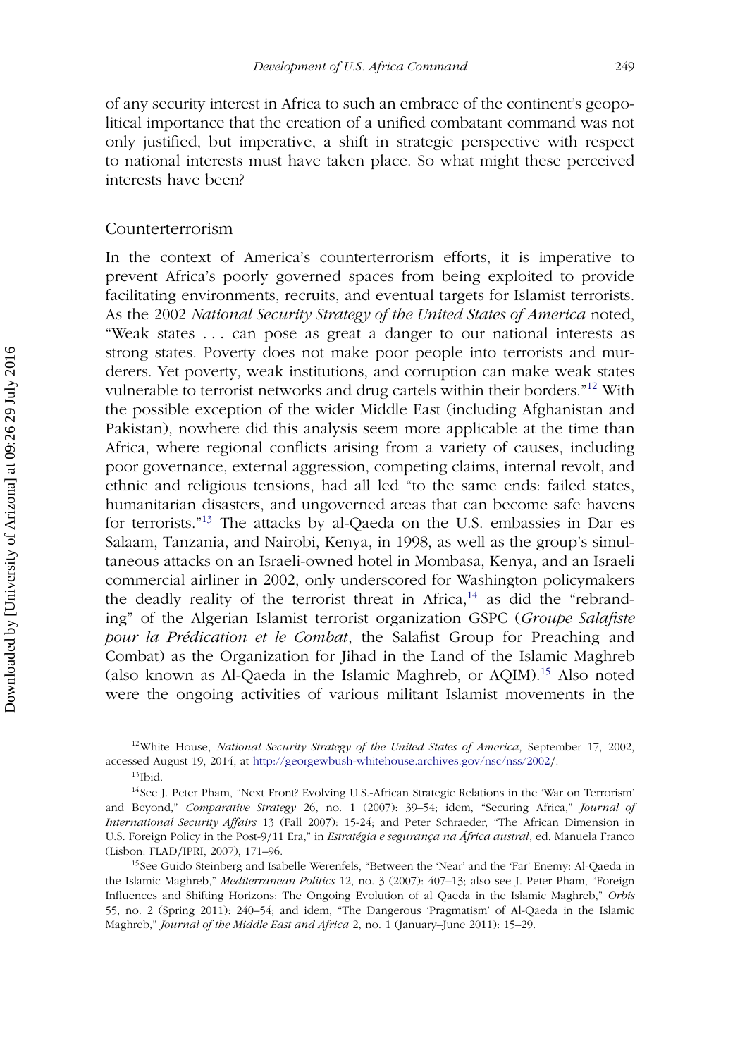of any security interest in Africa to such an embrace of the continent's geopolitical importance that the creation of a unified combatant command was not only justified, but imperative, a shift in strategic perspective with respect to national interests must have taken place. So what might these perceived interests have been?

## Counterterrorism

In the context of America's counterterrorism efforts, it is imperative to prevent Africa's poorly governed spaces from being exploited to provide facilitating environments, recruits, and eventual targets for Islamist terrorists. As the 2002 *National Security Strategy of the United States of America* noted, "Weak states . . . can pose as great a danger to our national interests as strong states. Poverty does not make poor people into terrorists and murderers. Yet poverty, weak institutions, and corruption can make weak states vulnerable to terrorist networks and drug cartels within their borders."[12] With the possible exception of the wider Middle East (including Afghanistan and Pakistan), nowhere did this analysis seem more applicable at the time than Africa, where regional conflicts arising from a variety of causes, including poor governance, external aggression, competing claims, internal revolt, and ethnic and religious tensions, had all led "to the same ends: failed states, humanitarian disasters, and ungoverned areas that can become safe havens for terrorists."[13] The attacks by al-Qaeda on the U.S. embassies in Dar es Salaam, Tanzania, and Nairobi, Kenya, in 1998, as well as the group's simultaneous attacks on an Israeli-owned hotel in Mombasa, Kenya, and an Israeli commercial airliner in 2002, only underscored for Washington policymakers the deadly reality of the terrorist threat in Africa,[14] as did the "rebranding" of the Algerian Islamist terrorist organization GSPC (*Groupe Salafiste pour la Prédication et le Combat*, the Salafist Group for Preaching and Combat) as the Organization for Jihad in the Land of the Islamic Maghreb (also known as Al-Qaeda in the Islamic Maghreb, or AQIM).[15] Also noted were the ongoing activities of various militant Islamist movements in the

---

[12] White House, *National Security Strategy of the United States of America*, September 17, 2002, accessed August 19, 2014, at http://georgewbush-whitehouse.archives.gov/nsc/nss/2002/.

[13] Ibid.

[14] See J. Peter Pham, "Next Front? Evolving U.S.-African Strategic Relations in the 'War on Terrorism' and Beyond," *Comparative Strategy* 26, no. 1 (2007): 39–54; idem, "Securing Africa," *Journal of International Security Affairs* 13 (Fall 2007): 15-24; and Peter Schraeder, "The African Dimension in U.S. Foreign Policy in the Post-9/11 Era," in *Estratégia e segurança na África austral*, ed. Manuela Franco (Lisbon: FLAD/IPRI, 2007), 171–96.

[15] See Guido Steinberg and Isabelle Werenfels, "Between the 'Near' and the 'Far' Enemy: Al-Qaeda in the Islamic Maghreb," *Mediterranean Politics* 12, no. 3 (2007): 407–13; also see J. Peter Pham, "Foreign Influences and Shifting Horizons: The Ongoing Evolution of al Qaeda in the Islamic Maghreb," *Orbis* 55, no. 2 (Spring 2011): 240–54; and idem, "The Dangerous 'Pragmatism' of Al-Qaeda in the Islamic Maghreb," *Journal of the Middle East and Africa* 2, no. 1 (January–June 2011): 15–29.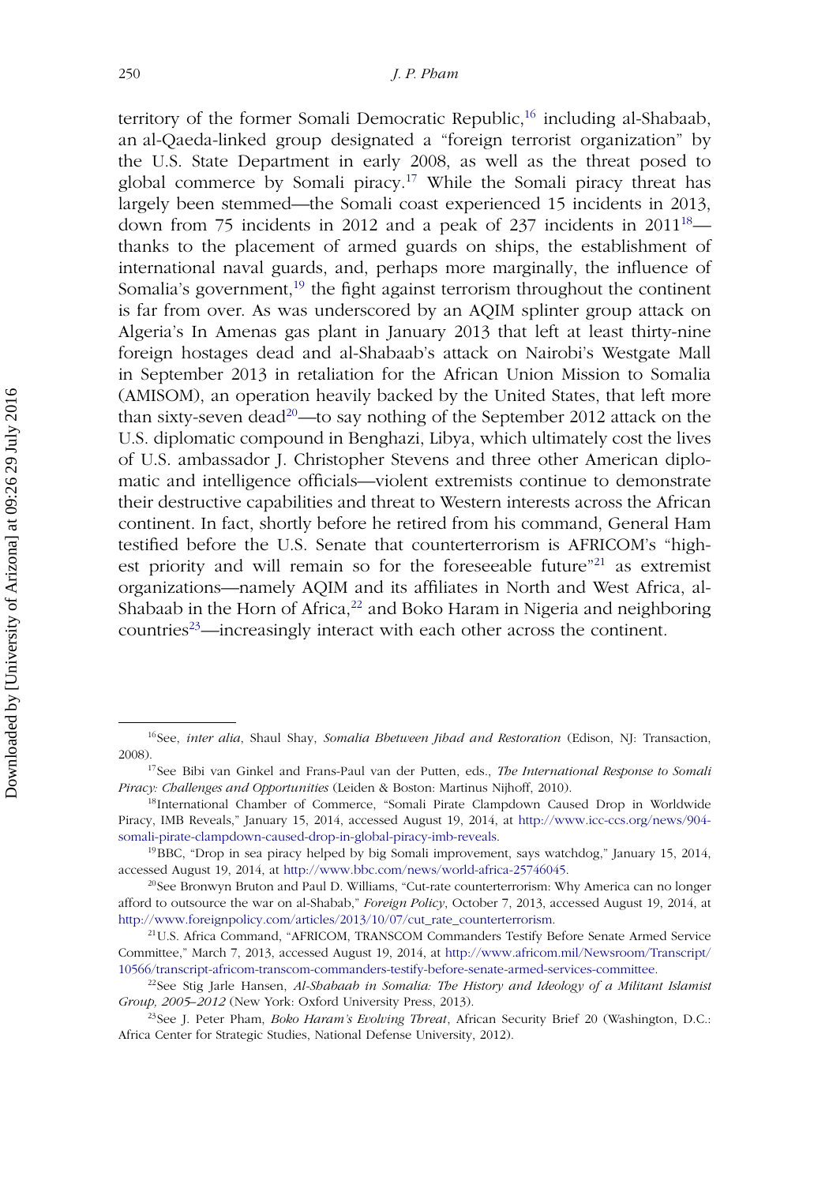territory of the former Somali Democratic Republic,[16] including al-Shabaab, an al-Qaeda-linked group designated a "foreign terrorist organization" by the U.S. State Department in early 2008, as well as the threat posed to global commerce by Somali piracy.[17] While the Somali piracy threat has largely been stemmed—the Somali coast experienced 15 incidents in 2013, down from 75 incidents in 2012 and a peak of 237 incidents in 2011[18]—thanks to the placement of armed guards on ships, the establishment of international naval guards, and, perhaps more marginally, the influence of Somalia's government,[19] the fight against terrorism throughout the continent is far from over. As was underscored by an AQIM splinter group attack on Algeria's In Amenas gas plant in January 2013 that left at least thirty-nine foreign hostages dead and al-Shabaab's attack on Nairobi's Westgate Mall in September 2013 in retaliation for the African Union Mission to Somalia (AMISOM), an operation heavily backed by the United States, that left more than sixty-seven dead[20]—to say nothing of the September 2012 attack on the U.S. diplomatic compound in Benghazi, Libya, which ultimately cost the lives of U.S. ambassador J. Christopher Stevens and three other American diplomatic and intelligence officials—violent extremists continue to demonstrate their destructive capabilities and threat to Western interests across the African continent. In fact, shortly before he retired from his command, General Ham testified before the U.S. Senate that counterterrorism is AFRICOM's "highest priority and will remain so for the foreseeable future"[21] as extremist organizations—namely AQIM and its affiliates in North and West Africa, al-Shabaab in the Horn of Africa,[22] and Boko Haram in Nigeria and neighboring countries[23]—increasingly interact with each other across the continent.

---

[16]See, *inter alia*, Shaul Shay, *Somalia Bbetween Jihad and Restoration* (Edison, NJ: Transaction, 2008).

[17]See Bibi van Ginkel and Frans-Paul van der Putten, eds., *The International Response to Somali Piracy: Challenges and Opportunities* (Leiden & Boston: Martinus Nijhoff, 2010).

[18]International Chamber of Commerce, "Somali Pirate Clampdown Caused Drop in Worldwide Piracy, IMB Reveals," January 15, 2014, accessed August 19, 2014, at http://www.icc-ccs.org/news/904-somali-pirate-clampdown-caused-drop-in-global-piracy-imb-reveals.

[19]BBC, "Drop in sea piracy helped by big Somali improvement, says watchdog," January 15, 2014, accessed August 19, 2014, at http://www.bbc.com/news/world-africa-25746045.

[20]See Bronwyn Bruton and Paul D. Williams, "Cut-rate counterterrorism: Why America can no longer afford to outsource the war on al-Shabab," *Foreign Policy*, October 7, 2013, accessed August 19, 2014, at http://www.foreignpolicy.com/articles/2013/10/07/cut_rate_counterterrorism.

[21]U.S. Africa Command, "AFRICOM, TRANSCOM Commanders Testify Before Senate Armed Service Committee," March 7, 2013, accessed August 19, 2014, at http://www.africom.mil/Newsroom/Transcript/10566/transcript-africom-transcom-commanders-testify-before-senate-armed-services-committee.

[22]See Stig Jarle Hansen, *Al-Shabaab in Somalia: The History and Ideology of a Militant Islamist Group, 2005–2012* (New York: Oxford University Press, 2013).

[23]See J. Peter Pham, *Boko Haram's Evolving Threat*, African Security Brief 20 (Washington, D.C.: Africa Center for Strategic Studies, National Defense University, 2012).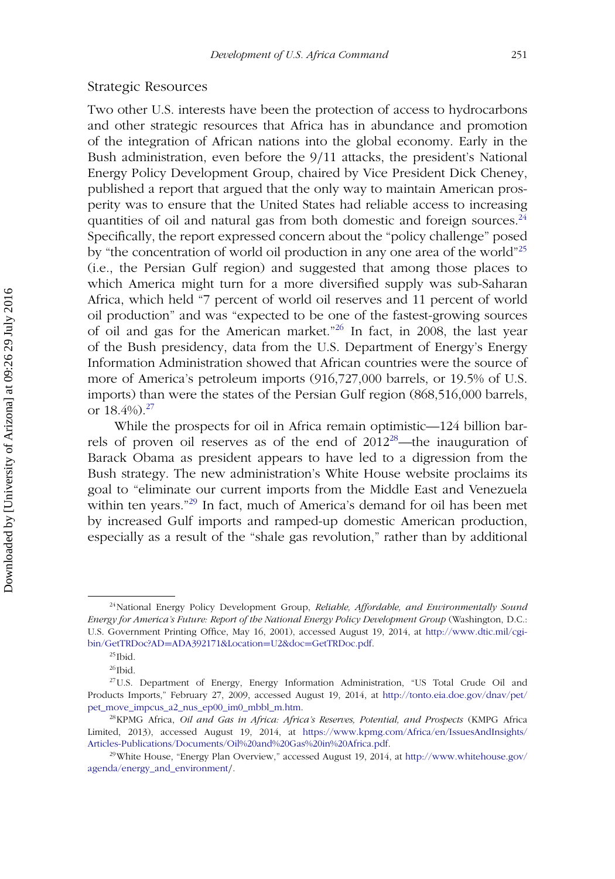## Strategic Resources

Two other U.S. interests have been the protection of access to hydrocarbons and other strategic resources that Africa has in abundance and promotion of the integration of African nations into the global economy. Early in the Bush administration, even before the 9/11 attacks, the president's National Energy Policy Development Group, chaired by Vice President Dick Cheney, published a report that argued that the only way to maintain American prosperity was to ensure that the United States had reliable access to increasing quantities of oil and natural gas from both domestic and foreign sources.[24] Specifically, the report expressed concern about the "policy challenge" posed by "the concentration of world oil production in any one area of the world"[25] (i.e., the Persian Gulf region) and suggested that among those places to which America might turn for a more diversified supply was sub-Saharan Africa, which held "7 percent of world oil reserves and 11 percent of world oil production" and was "expected to be one of the fastest-growing sources of oil and gas for the American market."[26] In fact, in 2008, the last year of the Bush presidency, data from the U.S. Department of Energy's Energy Information Administration showed that African countries were the source of more of America's petroleum imports (916,727,000 barrels, or 19.5% of U.S. imports) than were the states of the Persian Gulf region (868,516,000 barrels, or 18.4%).[27]

While the prospects for oil in Africa remain optimistic—124 billion barrels of proven oil reserves as of the end of 2012[28]—the inauguration of Barack Obama as president appears to have led to a digression from the Bush strategy. The new administration's White House website proclaims its goal to "eliminate our current imports from the Middle East and Venezuela within ten years."[29] In fact, much of America's demand for oil has been met by increased Gulf imports and ramped-up domestic American production, especially as a result of the "shale gas revolution," rather than by additional

---

[24] National Energy Policy Development Group, *Reliable, Affordable, and Environmentally Sound Energy for America's Future: Report of the National Energy Policy Development Group* (Washington, D.C.: U.S. Government Printing Office, May 16, 2001), accessed August 19, 2014, at http://www.dtic.mil/cgi-bin/GetTRDoc?AD=ADA392171&Location=U2&doc=GetTRDoc.pdf.

[25] Ibid.

[26] Ibid.

[27] U.S. Department of Energy, Energy Information Administration, "US Total Crude Oil and Products Imports," February 27, 2009, accessed August 19, 2014, at http://tonto.eia.doe.gov/dnav/pet/pet_move_impcus_a2_nus_ep00_im0_mbbl_m.htm.

[28] KPMG Africa, *Oil and Gas in Africa: Africa's Reserves, Potential, and Prospects* (KMPG Africa Limited, 2013), accessed August 19, 2014, at https://www.kpmg.com/Africa/en/IssuesAndInsights/Articles-Publications/Documents/Oil%20and%20Gas%20in%20Africa.pdf.

[29] White House, "Energy Plan Overview," accessed August 19, 2014, at http://www.whitehouse.gov/agenda/energy_and_environment/.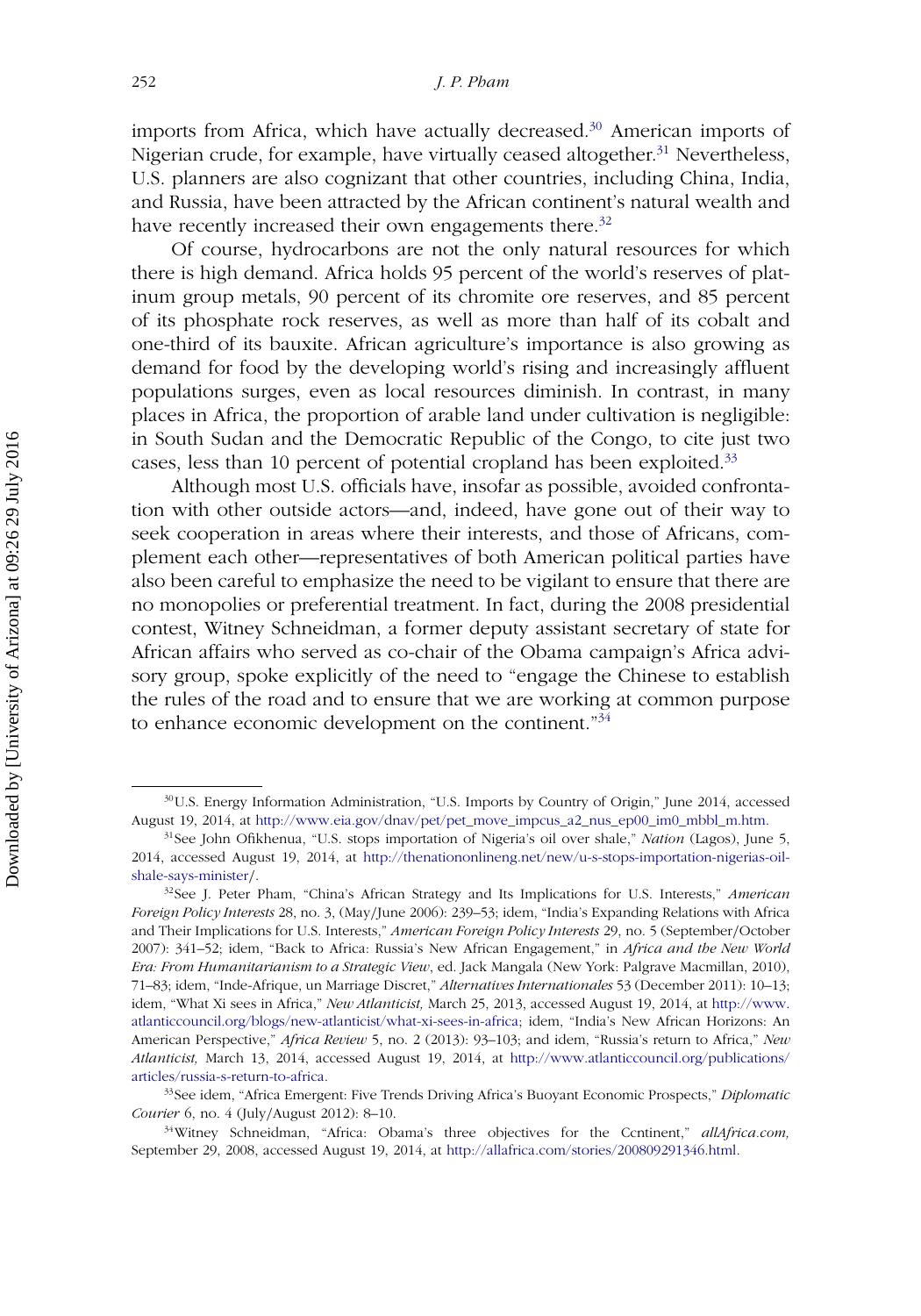imports from Africa, which have actually decreased.[30] American imports of Nigerian crude, for example, have virtually ceased altogether.[31] Nevertheless, U.S. planners are also cognizant that other countries, including China, India, and Russia, have been attracted by the African continent's natural wealth and have recently increased their own engagements there.[32]

Of course, hydrocarbons are not the only natural resources for which there is high demand. Africa holds 95 percent of the world's reserves of platinum group metals, 90 percent of its chromite ore reserves, and 85 percent of its phosphate rock reserves, as well as more than half of its cobalt and one-third of its bauxite. African agriculture's importance is also growing as demand for food by the developing world's rising and increasingly affluent populations surges, even as local resources diminish. In contrast, in many places in Africa, the proportion of arable land under cultivation is negligible: in South Sudan and the Democratic Republic of the Congo, to cite just two cases, less than 10 percent of potential cropland has been exploited.[33]

Although most U.S. officials have, insofar as possible, avoided confrontation with other outside actors—and, indeed, have gone out of their way to seek cooperation in areas where their interests, and those of Africans, complement each other—representatives of both American political parties have also been careful to emphasize the need to be vigilant to ensure that there are no monopolies or preferential treatment. In fact, during the 2008 presidential contest, Witney Schneidman, a former deputy assistant secretary of state for African affairs who served as co-chair of the Obama campaign's Africa advisory group, spoke explicitly of the need to "engage the Chinese to establish the rules of the road and to ensure that we are working at common purpose to enhance economic development on the continent."[34]

---

[30] U.S. Energy Information Administration, "U.S. Imports by Country of Origin," June 2014, accessed August 19, 2014, at http://www.eia.gov/dnav/pet/pet_move_impcus_a2_nus_ep00_im0_mbbl_m.htm.

[31] See John Ofikhenua, "U.S. stops importation of Nigeria's oil over shale," *Nation* (Lagos), June 5, 2014, accessed August 19, 2014, at http://thenationonlineng.net/new/u-s-stops-importation-nigerias-oil-shale-says-minister/.

[32] See J. Peter Pham, "China's African Strategy and Its Implications for U.S. Interests," *American Foreign Policy Interests* 28, no. 3, (May/June 2006): 239–53; idem, "India's Expanding Relations with Africa and Their Implications for U.S. Interests," *American Foreign Policy Interests* 29, no. 5 (September/October 2007): 341–52; idem, "Back to Africa: Russia's New African Engagement," in *Africa and the New World Era: From Humanitarianism to a Strategic View*, ed. Jack Mangala (New York: Palgrave Macmillan, 2010), 71–83; idem, "Inde-Afrique, un Marriage Discret," *Alternatives Internationales* 53 (December 2011): 10–13; idem, "What Xi sees in Africa," *New Atlanticist,* March 25, 2013, accessed August 19, 2014, at http://www.atlanticcouncil.org/blogs/new-atlanticist/what-xi-sees-in-africa; idem, "India's New African Horizons: An American Perspective," *Africa Review* 5, no. 2 (2013): 93–103; and idem, "Russia's return to Africa," *New Atlanticist,* March 13, 2014, accessed August 19, 2014, at http://www.atlanticcouncil.org/publications/articles/russia-s-return-to-africa.

[33] See idem, "Africa Emergent: Five Trends Driving Africa's Buoyant Economic Prospects," *Diplomatic Courier* 6, no. 4 (July/August 2012): 8–10.

[34] Witney Schneidman, "Africa: Obama's three objectives for the Ccntinent," *allAfrica.com,* September 29, 2008, accessed August 19, 2014, at http://allafrica.com/stories/200809291346.html.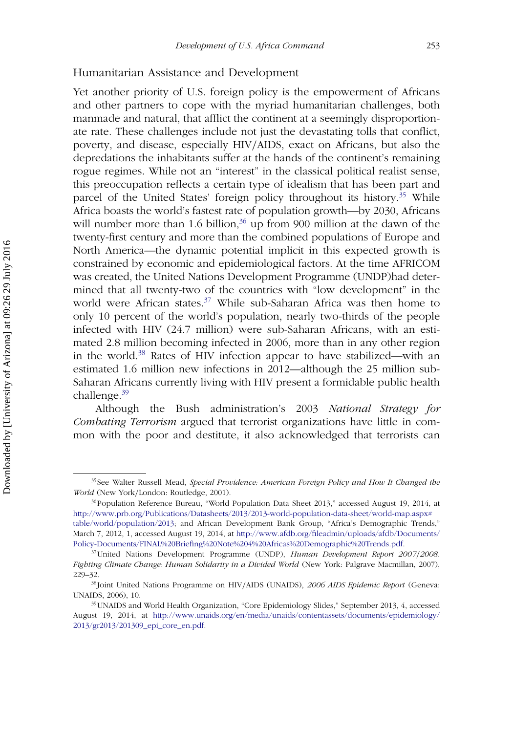## Humanitarian Assistance and Development

Yet another priority of U.S. foreign policy is the empowerment of Africans and other partners to cope with the myriad humanitarian challenges, both manmade and natural, that afflict the continent at a seemingly disproportionate rate. These challenges include not just the devastating tolls that conflict, poverty, and disease, especially HIV/AIDS, exact on Africans, but also the depredations the inhabitants suffer at the hands of the continent's remaining rogue regimes. While not an "interest" in the classical political realist sense, this preoccupation reflects a certain type of idealism that has been part and parcel of the United States' foreign policy throughout its history.[35] While Africa boasts the world's fastest rate of population growth—by 2030, Africans will number more than 1.6 billion,[36] up from 900 million at the dawn of the twenty-first century and more than the combined populations of Europe and North America—the dynamic potential implicit in this expected growth is constrained by economic and epidemiological factors. At the time AFRICOM was created, the United Nations Development Programme (UNDP)had determined that all twenty-two of the countries with "low development" in the world were African states.[37] While sub-Saharan Africa was then home to only 10 percent of the world's population, nearly two-thirds of the people infected with HIV (24.7 million) were sub-Saharan Africans, with an estimated 2.8 million becoming infected in 2006, more than in any other region in the world.[38] Rates of HIV infection appear to have stabilized—with an estimated 1.6 million new infections in 2012—although the 25 million sub-Saharan Africans currently living with HIV present a formidable public health challenge.[39]

Although the Bush administration's 2003 *National Strategy for Combating Terrorism* argued that terrorist organizations have little in common with the poor and destitute, it also acknowledged that terrorists can

---

[35] See Walter Russell Mead, *Special Providence: American Foreign Policy and How It Changed the World* (New York/London: Routledge, 2001).

[36] Population Reference Bureau, "World Population Data Sheet 2013," accessed August 19, 2014, at http://www.prb.org/Publications/Datasheets/2013/2013-world-population-data-sheet/world-map.aspx#table/world/population/2013; and African Development Bank Group, "Africa's Demographic Trends," March 7, 2012, 1, accessed August 19, 2014, at http://www.afdb.org/fileadmin/uploads/afdb/Documents/Policy-Documents/FINAL%20Briefing%20Note%204%20Africas%20Demographic%20Trends.pdf.

[37] United Nations Development Programme (UNDP), *Human Development Report 2007/2008. Fighting Climate Change: Human Solidarity in a Divided World* (New York: Palgrave Macmillan, 2007), 229–32.

[38] Joint United Nations Programme on HIV/AIDS (UNAIDS), *2006 AIDS Epidemic Report* (Geneva: UNAIDS, 2006), 10.

[39] UNAIDS and World Health Organization, "Core Epidemiology Slides," September 2013, 4, accessed August 19, 2014, at http://www.unaids.org/en/media/unaids/contentassets/documents/epidemiology/2013/gr2013/201309_epi_core_en.pdf.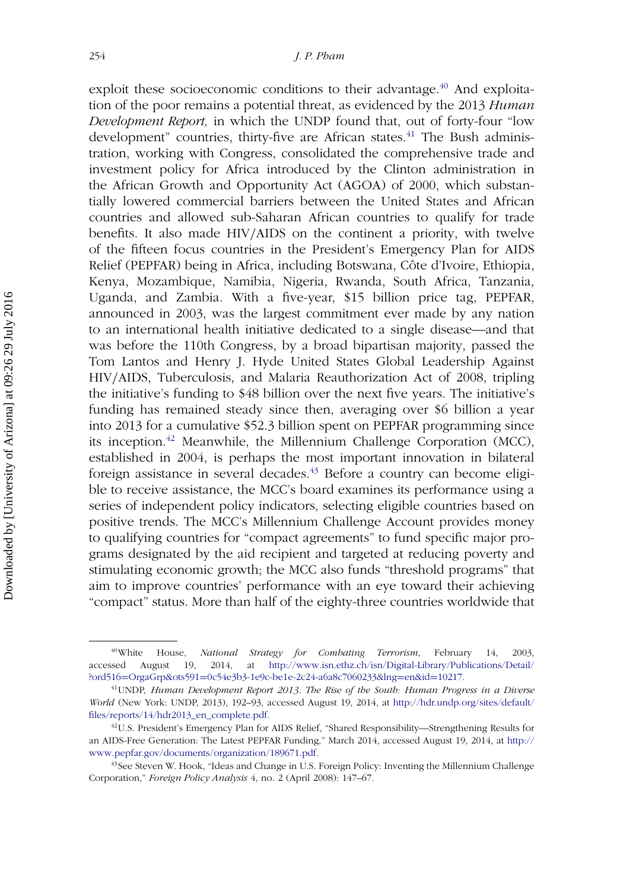exploit these socioeconomic conditions to their advantage.[40] And exploitation of the poor remains a potential threat, as evidenced by the 2013 *Human Development Report,* in which the UNDP found that, out of forty-four "low development" countries, thirty-five are African states.[41] The Bush administration, working with Congress, consolidated the comprehensive trade and investment policy for Africa introduced by the Clinton administration in the African Growth and Opportunity Act (AGOA) of 2000, which substantially lowered commercial barriers between the United States and African countries and allowed sub-Saharan African countries to qualify for trade benefits. It also made HIV/AIDS on the continent a priority, with twelve of the fifteen focus countries in the President's Emergency Plan for AIDS Relief (PEPFAR) being in Africa, including Botswana, Côte d'Ivoire, Ethiopia, Kenya, Mozambique, Namibia, Nigeria, Rwanda, South Africa, Tanzania, Uganda, and Zambia. With a five-year, $15 billion price tag, PEPFAR, announced in 2003, was the largest commitment ever made by any nation to an international health initiative dedicated to a single disease—and that was before the 110th Congress, by a broad bipartisan majority, passed the Tom Lantos and Henry J. Hyde United States Global Leadership Against HIV/AIDS, Tuberculosis, and Malaria Reauthorization Act of 2008, tripling the initiative's funding to $48 billion over the next five years. The initiative's funding has remained steady since then, averaging over $6 billion a year into 2013 for a cumulative $52.3 billion spent on PEPFAR programming since its inception.[42] Meanwhile, the Millennium Challenge Corporation (MCC), established in 2004, is perhaps the most important innovation in bilateral foreign assistance in several decades.[43] Before a country can become eligible to receive assistance, the MCC's board examines its performance using a series of independent policy indicators, selecting eligible countries based on positive trends. The MCC's Millennium Challenge Account provides money to qualifying countries for "compact agreements" to fund specific major programs designated by the aid recipient and targeted at reducing poverty and stimulating economic growth; the MCC also funds "threshold programs" that aim to improve countries' performance with an eye toward their achieving "compact" status. More than half of the eighty-three countries worldwide that

---

[40] White House, *National Strategy for Combating Terrorism*, February 14, 2003, accessed August 19, 2014, at http://www.isn.ethz.ch/isn/Digital-Library/Publications/Detail/?ord516=OrgaGrp&ots591=0c54e3b3-1e9c-be1e-2c24-a6a8c7060233&lng=en&id=10217.

[41] UNDP, *Human Development Report 2013. The Rise of the South: Human Progress in a Diverse World* (New York: UNDP, 2013), 192–93, accessed August 19, 2014, at http://hdr.undp.org/sites/default/files/reports/14/hdr2013_en_complete.pdf.

[42] U.S. President's Emergency Plan for AIDS Relief, "Shared Responsibility—Strengthening Results for an AIDS-Free Generation: The Latest PEPFAR Funding," March 2014, accessed August 19, 2014, at http://www.pepfar.gov/documents/organization/189671.pdf.

[43] See Steven W. Hook, "Ideas and Change in U.S. Foreign Policy: Inventing the Millennium Challenge Corporation," *Foreign Policy Analysis* 4, no. 2 (April 2008): 147–67.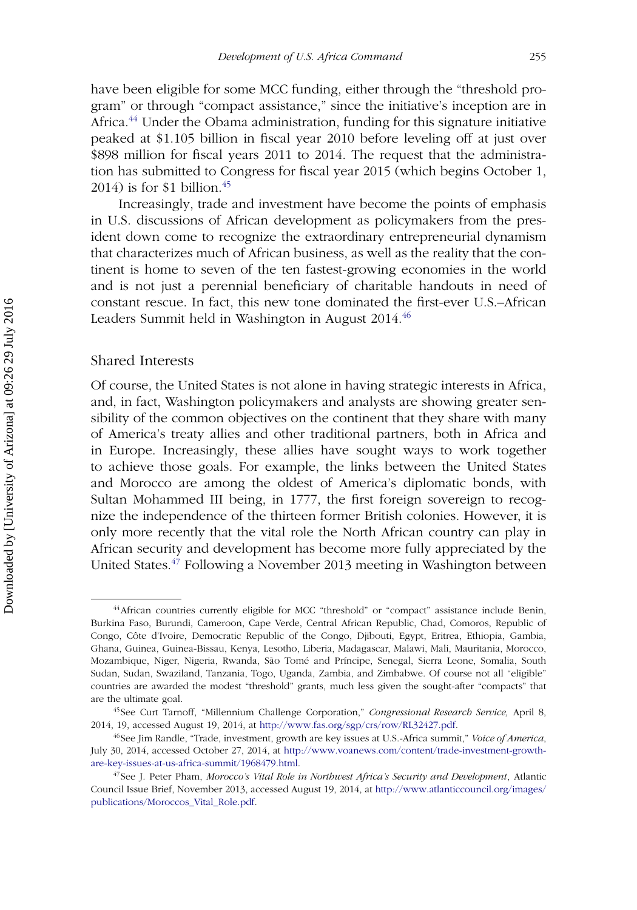have been eligible for some MCC funding, either through the "threshold program" or through "compact assistance," since the initiative's inception are in Africa.[44] Under the Obama administration, funding for this signature initiative peaked at $1.105 billion in fiscal year 2010 before leveling off at just over $898 million for fiscal years 2011 to 2014. The request that the administration has submitted to Congress for fiscal year 2015 (which begins October 1, 2014) is for $1 billion.[45]

Increasingly, trade and investment have become the points of emphasis in U.S. discussions of African development as policymakers from the president down come to recognize the extraordinary entrepreneurial dynamism that characterizes much of African business, as well as the reality that the continent is home to seven of the ten fastest-growing economies in the world and is not just a perennial beneficiary of charitable handouts in need of constant rescue. In fact, this new tone dominated the first-ever U.S.–African Leaders Summit held in Washington in August 2014.[46]

## Shared Interests

Of course, the United States is not alone in having strategic interests in Africa, and, in fact, Washington policymakers and analysts are showing greater sensibility of the common objectives on the continent that they share with many of America's treaty allies and other traditional partners, both in Africa and in Europe. Increasingly, these allies have sought ways to work together to achieve those goals. For example, the links between the United States and Morocco are among the oldest of America's diplomatic bonds, with Sultan Mohammed III being, in 1777, the first foreign sovereign to recognize the independence of the thirteen former British colonies. However, it is only more recently that the vital role the North African country can play in African security and development has become more fully appreciated by the United States.[47] Following a November 2013 meeting in Washington between

---

[44] African countries currently eligible for MCC "threshold" or "compact" assistance include Benin, Burkina Faso, Burundi, Cameroon, Cape Verde, Central African Republic, Chad, Comoros, Republic of Congo, Côte d'Ivoire, Democratic Republic of the Congo, Djibouti, Egypt, Eritrea, Ethiopia, Gambia, Ghana, Guinea, Guinea-Bissau, Kenya, Lesotho, Liberia, Madagascar, Malawi, Mali, Mauritania, Morocco, Mozambique, Niger, Nigeria, Rwanda, São Tomé and Príncipe, Senegal, Sierra Leone, Somalia, South Sudan, Sudan, Swaziland, Tanzania, Togo, Uganda, Zambia, and Zimbabwe. Of course not all "eligible" countries are awarded the modest "threshold" grants, much less given the sought-after "compacts" that are the ultimate goal.

[45] See Curt Tarnoff, "Millennium Challenge Corporation," *Congressional Research Service,* April 8, 2014, 19, accessed August 19, 2014, at http://www.fas.org/sgp/crs/row/RL32427.pdf.

[46] See Jim Randle, "Trade, investment, growth are key issues at U.S.-Africa summit," *Voice of America*, July 30, 2014, accessed October 27, 2014, at http://www.voanews.com/content/trade-investment-growth-are-key-issues-at-us-africa-summit/1968479.html.

[47] See J. Peter Pham, *Morocco's Vital Role in Northwest Africa's Security and Development*, Atlantic Council Issue Brief, November 2013, accessed August 19, 2014, at http://www.atlanticcouncil.org/images/publications/Moroccos_Vital_Role.pdf.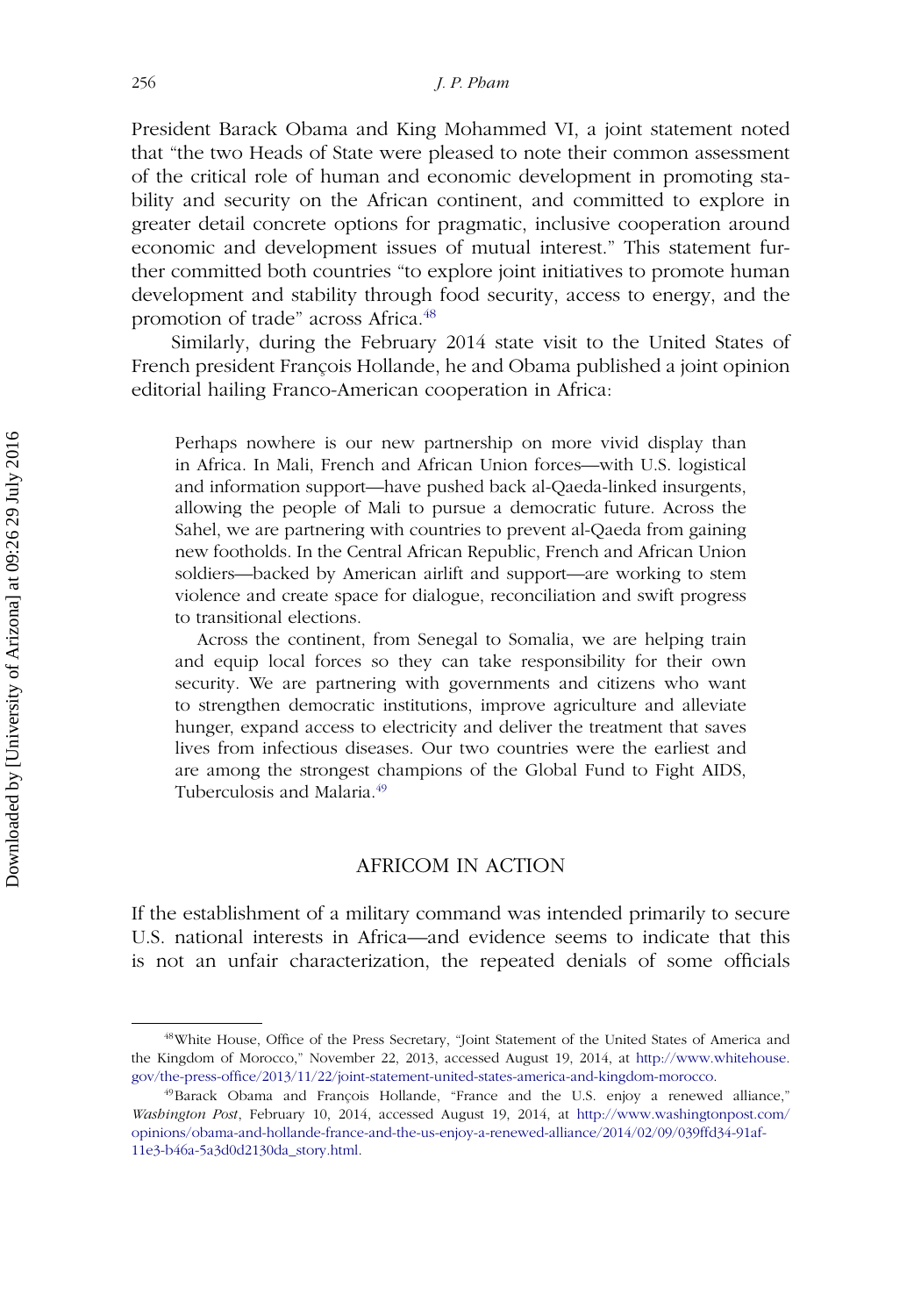President Barack Obama and King Mohammed VI, a joint statement noted that "the two Heads of State were pleased to note their common assessment of the critical role of human and economic development in promoting stability and security on the African continent, and committed to explore in greater detail concrete options for pragmatic, inclusive cooperation around economic and development issues of mutual interest." This statement further committed both countries "to explore joint initiatives to promote human development and stability through food security, access to energy, and the promotion of trade" across Africa.[48]

Similarly, during the February 2014 state visit to the United States of French president François Hollande, he and Obama published a joint opinion editorial hailing Franco-American cooperation in Africa:

> Perhaps nowhere is our new partnership on more vivid display than in Africa. In Mali, French and African Union forces—with U.S. logistical and information support—have pushed back al-Qaeda-linked insurgents, allowing the people of Mali to pursue a democratic future. Across the Sahel, we are partnering with countries to prevent al-Qaeda from gaining new footholds. In the Central African Republic, French and African Union soldiers—backed by American airlift and support—are working to stem violence and create space for dialogue, reconciliation and swift progress to transitional elections.
>
> Across the continent, from Senegal to Somalia, we are helping train and equip local forces so they can take responsibility for their own security. We are partnering with governments and citizens who want to strengthen democratic institutions, improve agriculture and alleviate hunger, expand access to electricity and deliver the treatment that saves lives from infectious diseases. Our two countries were the earliest and are among the strongest champions of the Global Fund to Fight AIDS, Tuberculosis and Malaria.[49]

## AFRICOM IN ACTION

If the establishment of a military command was intended primarily to secure U.S. national interests in Africa—and evidence seems to indicate that this is not an unfair characterization, the repeated denials of some officials

---

[48] White House, Office of the Press Secretary, "Joint Statement of the United States of America and the Kingdom of Morocco," November 22, 2013, accessed August 19, 2014, at http://www.whitehouse.gov/the-press-office/2013/11/22/joint-statement-united-states-america-and-kingdom-morocco.

[49] Barack Obama and François Hollande, "France and the U.S. enjoy a renewed alliance," *Washington Post*, February 10, 2014, accessed August 19, 2014, at http://www.washingtonpost.com/opinions/obama-and-hollande-france-and-the-us-enjoy-a-renewed-alliance/2014/02/09/039ffd34-91af-11e3-b46a-5a3d0d2130da_story.html.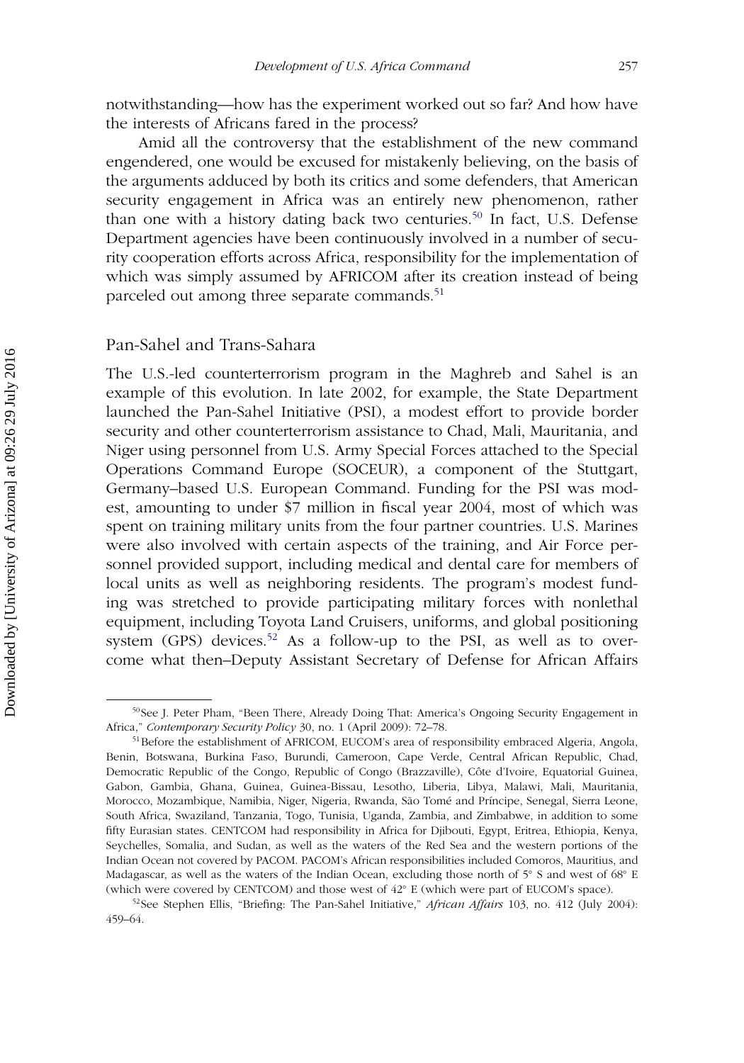notwithstanding—how has the experiment worked out so far? And how have the interests of Africans fared in the process?

Amid all the controversy that the establishment of the new command engendered, one would be excused for mistakenly believing, on the basis of the arguments adduced by both its critics and some defenders, that American security engagement in Africa was an entirely new phenomenon, rather than one with a history dating back two centuries.[50] In fact, U.S. Defense Department agencies have been continuously involved in a number of security cooperation efforts across Africa, responsibility for the implementation of which was simply assumed by AFRICOM after its creation instead of being parceled out among three separate commands.[51]

## Pan-Sahel and Trans-Sahara

The U.S.-led counterterrorism program in the Maghreb and Sahel is an example of this evolution. In late 2002, for example, the State Department launched the Pan-Sahel Initiative (PSI), a modest effort to provide border security and other counterterrorism assistance to Chad, Mali, Mauritania, and Niger using personnel from U.S. Army Special Forces attached to the Special Operations Command Europe (SOCEUR), a component of the Stuttgart, Germany–based U.S. European Command. Funding for the PSI was modest, amounting to under $7 million in fiscal year 2004, most of which was spent on training military units from the four partner countries. U.S. Marines were also involved with certain aspects of the training, and Air Force personnel provided support, including medical and dental care for members of local units as well as neighboring residents. The program's modest funding was stretched to provide participating military forces with nonlethal equipment, including Toyota Land Cruisers, uniforms, and global positioning system (GPS) devices.[52] As a follow-up to the PSI, as well as to overcome what then–Deputy Assistant Secretary of Defense for African Affairs

---

[50] See J. Peter Pham, "Been There, Already Doing That: America's Ongoing Security Engagement in Africa," *Contemporary Security Policy* 30, no. 1 (April 2009): 72–78.

[51] Before the establishment of AFRICOM, EUCOM's area of responsibility embraced Algeria, Angola, Benin, Botswana, Burkina Faso, Burundi, Cameroon, Cape Verde, Central African Republic, Chad, Democratic Republic of the Congo, Republic of Congo (Brazzaville), Côte d'Ivoire, Equatorial Guinea, Gabon, Gambia, Ghana, Guinea, Guinea-Bissau, Lesotho, Liberia, Libya, Malawi, Mali, Mauritania, Morocco, Mozambique, Namibia, Niger, Nigeria, Rwanda, São Tomé and Príncipe, Senegal, Sierra Leone, South Africa, Swaziland, Tanzania, Togo, Tunisia, Uganda, Zambia, and Zimbabwe, in addition to some fifty Eurasian states. CENTCOM had responsibility in Africa for Djibouti, Egypt, Eritrea, Ethiopia, Kenya, Seychelles, Somalia, and Sudan, as well as the waters of the Red Sea and the western portions of the Indian Ocean not covered by PACOM. PACOM's African responsibilities included Comoros, Mauritius, and Madagascar, as well as the waters of the Indian Ocean, excluding those north of 5° S and west of 68° E (which were covered by CENTCOM) and those west of 42° E (which were part of EUCOM's space).

[52] See Stephen Ellis, "Briefing: The Pan-Sahel Initiative," *African Affairs* 103, no. 412 (July 2004): 459–64.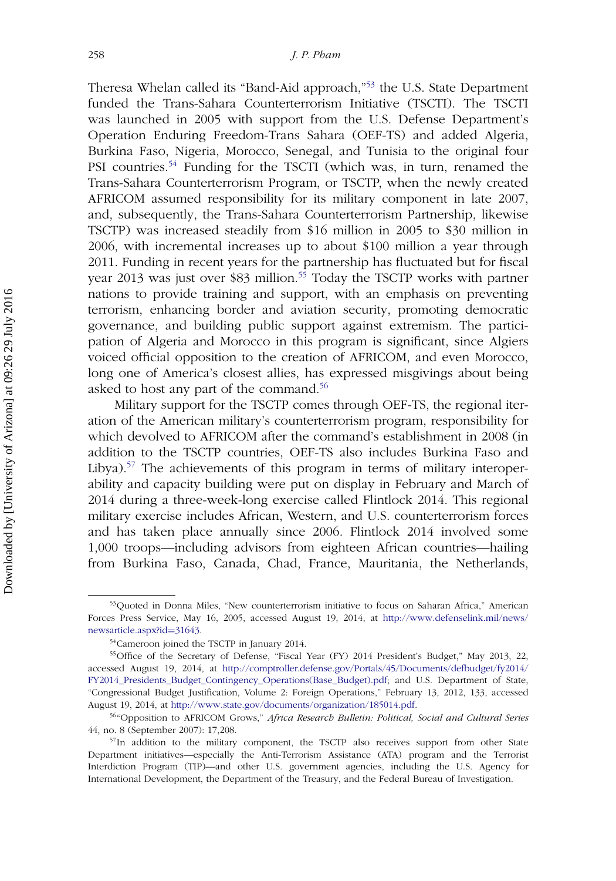Theresa Whelan called its "Band-Aid approach,"[53] the U.S. State Department funded the Trans-Sahara Counterterrorism Initiative (TSCTI). The TSCTI was launched in 2005 with support from the U.S. Defense Department's Operation Enduring Freedom-Trans Sahara (OEF-TS) and added Algeria, Burkina Faso, Nigeria, Morocco, Senegal, and Tunisia to the original four PSI countries.[54] Funding for the TSCTI (which was, in turn, renamed the Trans-Sahara Counterterrorism Program, or TSCTP, when the newly created AFRICOM assumed responsibility for its military component in late 2007, and, subsequently, the Trans-Sahara Counterterrorism Partnership, likewise TSCTP) was increased steadily from $16 million in 2005 to $30 million in 2006, with incremental increases up to about $100 million a year through 2011. Funding in recent years for the partnership has fluctuated but for fiscal year 2013 was just over $83 million.[55] Today the TSCTP works with partner nations to provide training and support, with an emphasis on preventing terrorism, enhancing border and aviation security, promoting democratic governance, and building public support against extremism. The participation of Algeria and Morocco in this program is significant, since Algiers voiced official opposition to the creation of AFRICOM, and even Morocco, long one of America's closest allies, has expressed misgivings about being asked to host any part of the command.[56]

Military support for the TSCTP comes through OEF-TS, the regional iteration of the American military's counterterrorism program, responsibility for which devolved to AFRICOM after the command's establishment in 2008 (in addition to the TSCTP countries, OEF-TS also includes Burkina Faso and Libya).[57] The achievements of this program in terms of military interoperability and capacity building were put on display in February and March of 2014 during a three-week-long exercise called Flintlock 2014. This regional military exercise includes African, Western, and U.S. counterterrorism forces and has taken place annually since 2006. Flintlock 2014 involved some 1,000 troops—including advisors from eighteen African countries—hailing from Burkina Faso, Canada, Chad, France, Mauritania, the Netherlands,

---

[53] Quoted in Donna Miles, "New counterterrorism initiative to focus on Saharan Africa," American Forces Press Service, May 16, 2005, accessed August 19, 2014, at http://www.defenselink.mil/news/newsarticle.aspx?id=31643.

[54] Cameroon joined the TSCTP in January 2014.

[55] Office of the Secretary of Defense, "Fiscal Year (FY) 2014 President's Budget," May 2013, 22, accessed August 19, 2014, at http://comptroller.defense.gov/Portals/45/Documents/defbudget/fy2014/FY2014_Presidents_Budget_Contingency_Operations(Base_Budget).pdf; and U.S. Department of State, "Congressional Budget Justification, Volume 2: Foreign Operations," February 13, 2012, 133, accessed August 19, 2014, at http://www.state.gov/documents/organization/185014.pdf.

[56] "Opposition to AFRICOM Grows," *Africa Research Bulletin: Political, Social and Cultural Series* 44, no. 8 (September 2007): 17,208.

[57] In addition to the military component, the TSCTP also receives support from other State Department initiatives—especially the Anti-Terrorism Assistance (ATA) program and the Terrorist Interdiction Program (TIP)—and other U.S. government agencies, including the U.S. Agency for International Development, the Department of the Treasury, and the Federal Bureau of Investigation.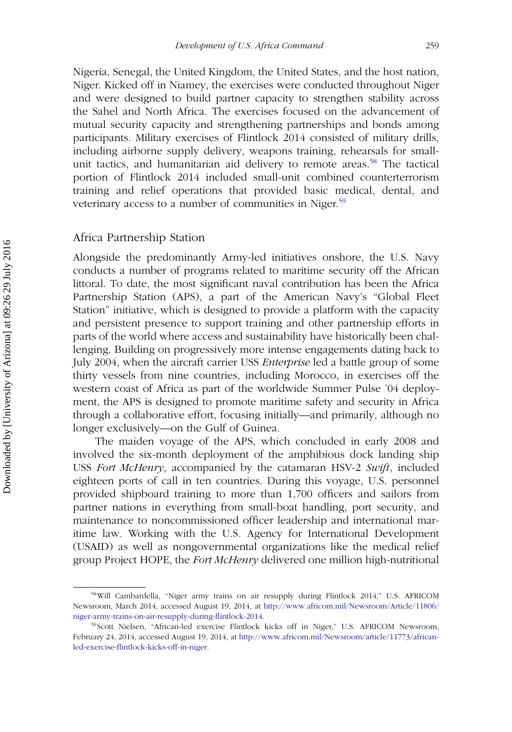Nigeria, Senegal, the United Kingdom, the United States, and the host nation, Niger. Kicked off in Niamey, the exercises were conducted throughout Niger and were designed to build partner capacity to strengthen stability across the Sahel and North Africa. The exercises focused on the advancement of mutual security capacity and strengthening partnerships and bonds among participants. Military exercises of Flintlock 2014 consisted of military drills, including airborne supply delivery, weapons training, rehearsals for small-unit tactics, and humanitarian aid delivery to remote areas.[58] The tactical portion of Flintlock 2014 included small-unit combined counterterrorism training and relief operations that provided basic medical, dental, and veterinary access to a number of communities in Niger.[59]

## Africa Partnership Station

Alongside the predominantly Army-led initiatives onshore, the U.S. Navy conducts a number of programs related to maritime security off the African littoral. To date, the most significant naval contribution has been the Africa Partnership Station (APS), a part of the American Navy's "Global Fleet Station" initiative, which is designed to provide a platform with the capacity and persistent presence to support training and other partnership efforts in parts of the world where access and sustainability have historically been challenging. Building on progressively more intense engagements dating back to July 2004, when the aircraft carrier USS *Enterprise* led a battle group of some thirty vessels from nine countries, including Morocco, in exercises off the western coast of Africa as part of the worldwide Summer Pulse '04 deployment, the APS is designed to promote maritime safety and security in Africa through a collaborative effort, focusing initially—and primarily, although no longer exclusively—on the Gulf of Guinea.

The maiden voyage of the APS, which concluded in early 2008 and involved the six-month deployment of the amphibious dock landing ship USS *Fort McHenry*, accompanied by the catamaran HSV-2 *Swift*, included eighteen ports of call in ten countries. During this voyage, U.S. personnel provided shipboard training to more than 1,700 officers and sailors from partner nations in everything from small-boat handling, port security, and maintenance to noncommissioned officer leadership and international maritime law. Working with the U.S. Agency for International Development (USAID) as well as nongovernmental organizations like the medical relief group Project HOPE, the *Fort McHenry* delivered one million high-nutritional

[58] Will Cambardella, "Niger army trains on air resupply during Flintlock 2014," U.S. AFRICOM Newsroom, March 2014, accessed August 19, 2014, at http://www.africom.mil/Newsroom/Article/11806/niger-army-trains-on-air-resupply-during-flintlock-2014.

[59] Scott Nielsen, "African-led exercise Flintlock kicks off in Niger," U.S. AFRICOM Newsroom, February 24, 2014, accessed August 19, 2014, at http://www.africom.mil/Newsroom/article/11773/african-led-exercise-flintlock-kicks-off-in-niger.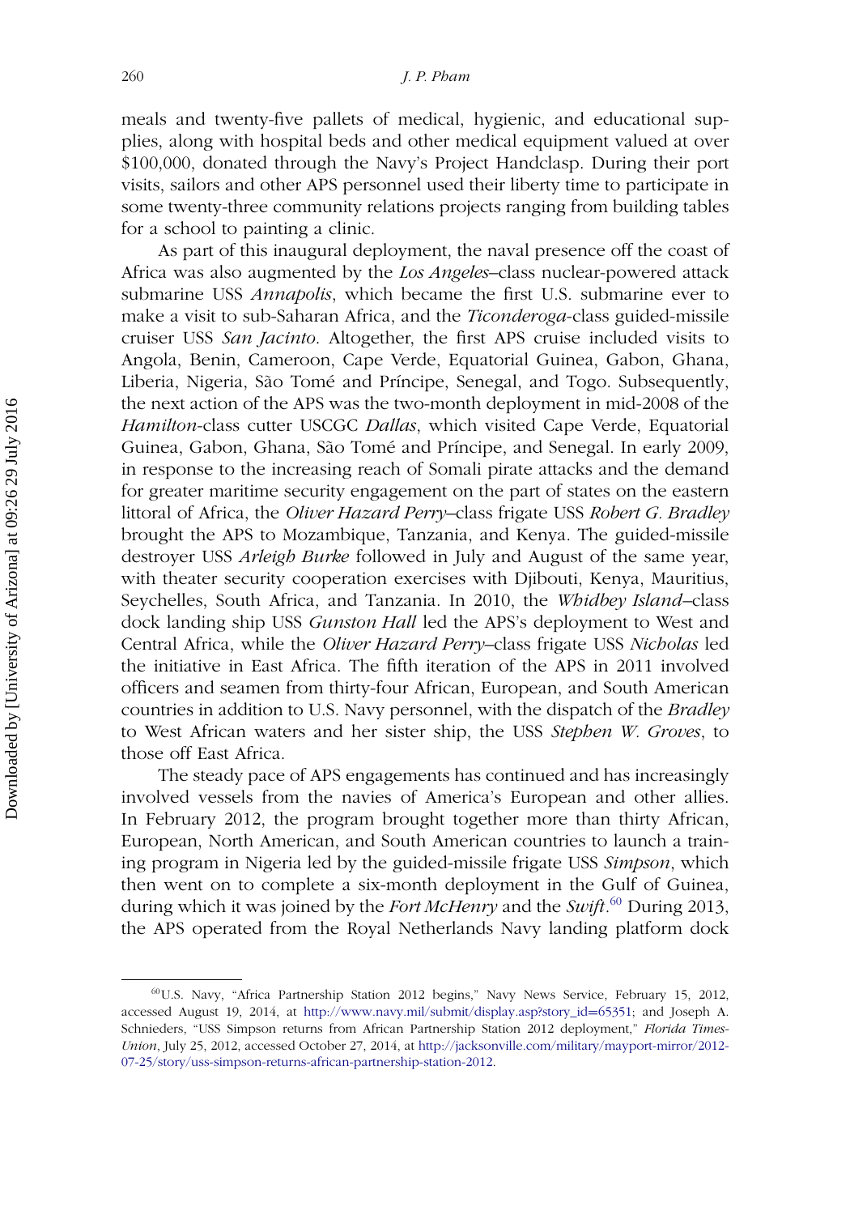meals and twenty-five pallets of medical, hygienic, and educational supplies, along with hospital beds and other medical equipment valued at over $100,000, donated through the Navy's Project Handclasp. During their port visits, sailors and other APS personnel used their liberty time to participate in some twenty-three community relations projects ranging from building tables for a school to painting a clinic.

As part of this inaugural deployment, the naval presence off the coast of Africa was also augmented by the *Los Angeles*–class nuclear-powered attack submarine USS *Annapolis*, which became the first U.S. submarine ever to make a visit to sub-Saharan Africa, and the *Ticonderoga*-class guided-missile cruiser USS *San Jacinto*. Altogether, the first APS cruise included visits to Angola, Benin, Cameroon, Cape Verde, Equatorial Guinea, Gabon, Ghana, Liberia, Nigeria, São Tomé and Príncipe, Senegal, and Togo. Subsequently, the next action of the APS was the two-month deployment in mid-2008 of the *Hamilton*-class cutter USCGC *Dallas*, which visited Cape Verde, Equatorial Guinea, Gabon, Ghana, São Tomé and Príncipe, and Senegal. In early 2009, in response to the increasing reach of Somali pirate attacks and the demand for greater maritime security engagement on the part of states on the eastern littoral of Africa, the *Oliver Hazard Perry*–class frigate USS *Robert G. Bradley* brought the APS to Mozambique, Tanzania, and Kenya. The guided-missile destroyer USS *Arleigh Burke* followed in July and August of the same year, with theater security cooperation exercises with Djibouti, Kenya, Mauritius, Seychelles, South Africa, and Tanzania. In 2010, the *Whidbey Island*–class dock landing ship USS *Gunston Hall* led the APS's deployment to West and Central Africa, while the *Oliver Hazard Perry*–class frigate USS *Nicholas* led the initiative in East Africa. The fifth iteration of the APS in 2011 involved officers and seamen from thirty-four African, European, and South American countries in addition to U.S. Navy personnel, with the dispatch of the *Bradley* to West African waters and her sister ship, the USS *Stephen W. Groves*, to those off East Africa.

The steady pace of APS engagements has continued and has increasingly involved vessels from the navies of America's European and other allies. In February 2012, the program brought together more than thirty African, European, North American, and South American countries to launch a training program in Nigeria led by the guided-missile frigate USS *Simpson*, which then went on to complete a six-month deployment in the Gulf of Guinea, during which it was joined by the *Fort McHenry* and the *Swift*.[60] During 2013, the APS operated from the Royal Netherlands Navy landing platform dock

[60]U.S. Navy, "Africa Partnership Station 2012 begins," Navy News Service, February 15, 2012, accessed August 19, 2014, at http://www.navy.mil/submit/display.asp?story_id=65351; and Joseph A. Schnieders, "USS Simpson returns from African Partnership Station 2012 deployment," *Florida Times-Union*, July 25, 2012, accessed October 27, 2014, at http://jacksonville.com/military/mayport-mirror/2012-07-25/story/uss-simpson-returns-african-partnership-station-2012.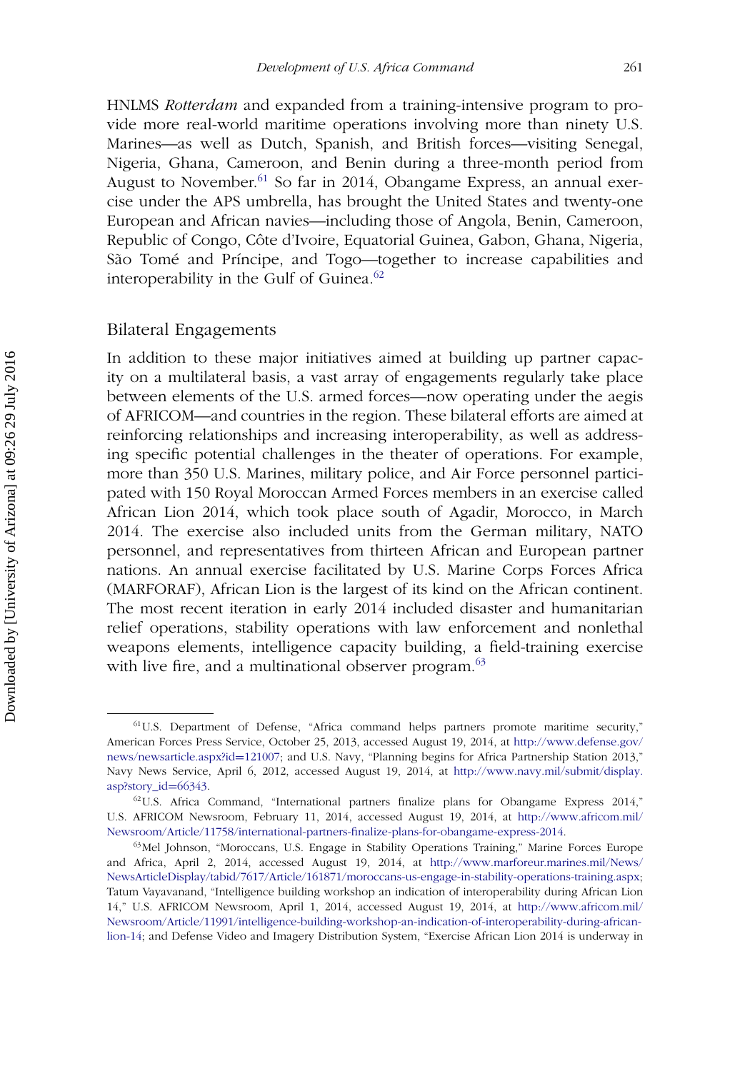HNLMS *Rotterdam* and expanded from a training-intensive program to provide more real-world maritime operations involving more than ninety U.S. Marines—as well as Dutch, Spanish, and British forces—visiting Senegal, Nigeria, Ghana, Cameroon, and Benin during a three-month period from August to November.[61] So far in 2014, Obangame Express, an annual exercise under the APS umbrella, has brought the United States and twenty-one European and African navies—including those of Angola, Benin, Cameroon, Republic of Congo, Côte d'Ivoire, Equatorial Guinea, Gabon, Ghana, Nigeria, São Tomé and Príncipe, and Togo—together to increase capabilities and interoperability in the Gulf of Guinea.[62]

## Bilateral Engagements

In addition to these major initiatives aimed at building up partner capacity on a multilateral basis, a vast array of engagements regularly take place between elements of the U.S. armed forces—now operating under the aegis of AFRICOM—and countries in the region. These bilateral efforts are aimed at reinforcing relationships and increasing interoperability, as well as addressing specific potential challenges in the theater of operations. For example, more than 350 U.S. Marines, military police, and Air Force personnel participated with 150 Royal Moroccan Armed Forces members in an exercise called African Lion 2014, which took place south of Agadir, Morocco, in March 2014. The exercise also included units from the German military, NATO personnel, and representatives from thirteen African and European partner nations. An annual exercise facilitated by U.S. Marine Corps Forces Africa (MARFORAF), African Lion is the largest of its kind on the African continent. The most recent iteration in early 2014 included disaster and humanitarian relief operations, stability operations with law enforcement and nonlethal weapons elements, intelligence capacity building, a field-training exercise with live fire, and a multinational observer program.[63]

---

[61]U.S. Department of Defense, "Africa command helps partners promote maritime security," American Forces Press Service, October 25, 2013, accessed August 19, 2014, at http://www.defense.gov/news/newsarticle.aspx?id=121007; and U.S. Navy, "Planning begins for Africa Partnership Station 2013," Navy News Service, April 6, 2012, accessed August 19, 2014, at http://www.navy.mil/submit/display.asp?story_id=66343.

[62]U.S. Africa Command, "International partners finalize plans for Obangame Express 2014," U.S. AFRICOM Newsroom, February 11, 2014, accessed August 19, 2014, at http://www.africom.mil/Newsroom/Article/11758/international-partners-finalize-plans-for-obangame-express-2014.

[63]Mel Johnson, "Moroccans, U.S. Engage in Stability Operations Training," Marine Forces Europe and Africa, April 2, 2014, accessed August 19, 2014, at http://www.marforeur.marines.mil/News/NewsArticleDisplay/tabid/7617/Article/161871/moroccans-us-engage-in-stability-operations-training.aspx; Tatum Vayavanand, "Intelligence building workshop an indication of interoperability during African Lion 14," U.S. AFRICOM Newsroom, April 1, 2014, accessed August 19, 2014, at http://www.africom.mil/Newsroom/Article/11991/intelligence-building-workshop-an-indication-of-interoperability-during-african-lion-14; and Defense Video and Imagery Distribution System, "Exercise African Lion 2014 is underway in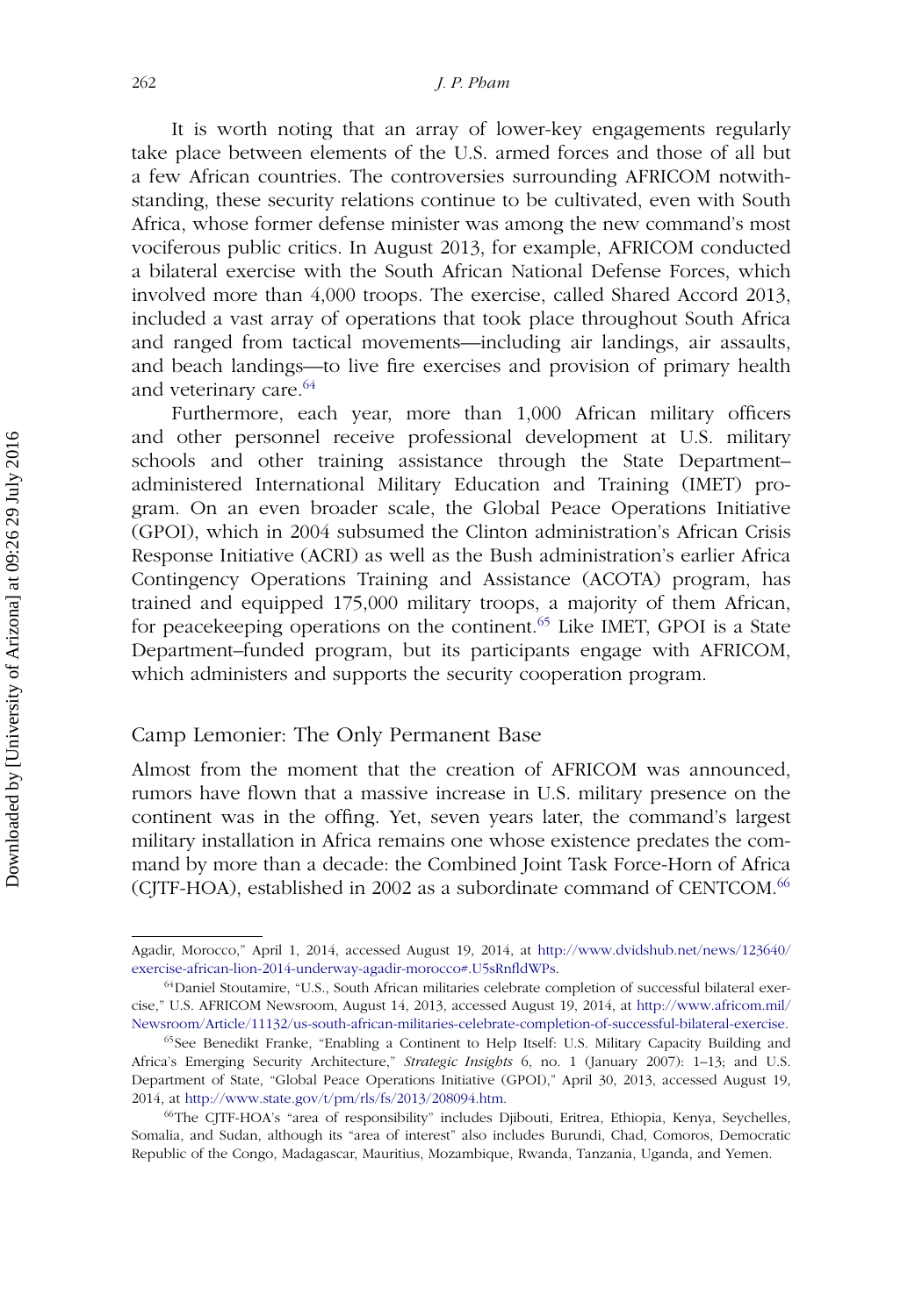It is worth noting that an array of lower-key engagements regularly take place between elements of the U.S. armed forces and those of all but a few African countries. The controversies surrounding AFRICOM notwithstanding, these security relations continue to be cultivated, even with South Africa, whose former defense minister was among the new command's most vociferous public critics. In August 2013, for example, AFRICOM conducted a bilateral exercise with the South African National Defense Forces, which involved more than 4,000 troops. The exercise, called Shared Accord 2013, included a vast array of operations that took place throughout South Africa and ranged from tactical movements—including air landings, air assaults, and beach landings—to live fire exercises and provision of primary health and veterinary care.[64]

Furthermore, each year, more than 1,000 African military officers and other personnel receive professional development at U.S. military schools and other training assistance through the State Department–administered International Military Education and Training (IMET) program. On an even broader scale, the Global Peace Operations Initiative (GPOI), which in 2004 subsumed the Clinton administration's African Crisis Response Initiative (ACRI) as well as the Bush administration's earlier Africa Contingency Operations Training and Assistance (ACOTA) program, has trained and equipped 175,000 military troops, a majority of them African, for peacekeeping operations on the continent.[65] Like IMET, GPOI is a State Department–funded program, but its participants engage with AFRICOM, which administers and supports the security cooperation program.

## Camp Lemonier: The Only Permanent Base

Almost from the moment that the creation of AFRICOM was announced, rumors have flown that a massive increase in U.S. military presence on the continent was in the offing. Yet, seven years later, the command's largest military installation in Africa remains one whose existence predates the command by more than a decade: the Combined Joint Task Force-Horn of Africa (CJTF-HOA), established in 2002 as a subordinate command of CENTCOM.[66]

---

Agadir, Morocco," April 1, 2014, accessed August 19, 2014, at http://www.dvidshub.net/news/123640/exercise-african-lion-2014-underway-agadir-morocco#.U5sRnfldWPs.

[64] Daniel Stoutamire, "U.S., South African militaries celebrate completion of successful bilateral exercise," U.S. AFRICOM Newsroom, August 14, 2013, accessed August 19, 2014, at http://www.africom.mil/Newsroom/Article/11132/us-south-african-militaries-celebrate-completion-of-successful-bilateral-exercise.

[65] See Benedikt Franke, "Enabling a Continent to Help Itself: U.S. Military Capacity Building and Africa's Emerging Security Architecture," *Strategic Insights* 6, no. 1 (January 2007): 1–13; and U.S. Department of State, "Global Peace Operations Initiative (GPOI)," April 30, 2013, accessed August 19, 2014, at http://www.state.gov/t/pm/rls/fs/2013/208094.htm.

[66] The CJTF-HOA's "area of responsibility" includes Djibouti, Eritrea, Ethiopia, Kenya, Seychelles, Somalia, and Sudan, although its "area of interest" also includes Burundi, Chad, Comoros, Democratic Republic of the Congo, Madagascar, Mauritius, Mozambique, Rwanda, Tanzania, Uganda, and Yemen.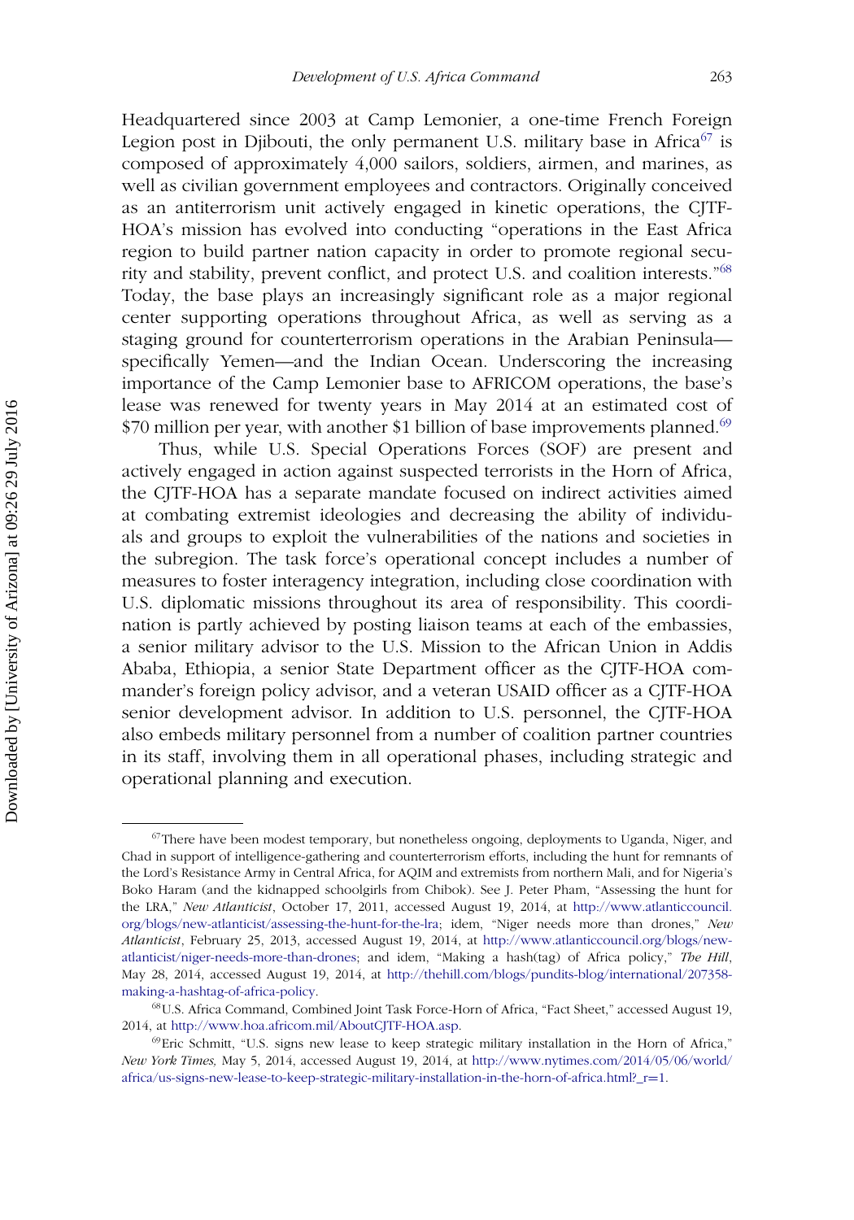Headquartered since 2003 at Camp Lemonier, a one-time French Foreign Legion post in Djibouti, the only permanent U.S. military base in Africa[67] is composed of approximately 4,000 sailors, soldiers, airmen, and marines, as well as civilian government employees and contractors. Originally conceived as an antiterrorism unit actively engaged in kinetic operations, the CJTF-HOA's mission has evolved into conducting "operations in the East Africa region to build partner nation capacity in order to promote regional security and stability, prevent conflict, and protect U.S. and coalition interests."[68] Today, the base plays an increasingly significant role as a major regional center supporting operations throughout Africa, as well as serving as a staging ground for counterterrorism operations in the Arabian Peninsula—specifically Yemen—and the Indian Ocean. Underscoring the increasing importance of the Camp Lemonier base to AFRICOM operations, the base's lease was renewed for twenty years in May 2014 at an estimated cost of $70 million per year, with another $1 billion of base improvements planned.[69]

Thus, while U.S. Special Operations Forces (SOF) are present and actively engaged in action against suspected terrorists in the Horn of Africa, the CJTF-HOA has a separate mandate focused on indirect activities aimed at combating extremist ideologies and decreasing the ability of individuals and groups to exploit the vulnerabilities of the nations and societies in the subregion. The task force's operational concept includes a number of measures to foster interagency integration, including close coordination with U.S. diplomatic missions throughout its area of responsibility. This coordination is partly achieved by posting liaison teams at each of the embassies, a senior military advisor to the U.S. Mission to the African Union in Addis Ababa, Ethiopia, a senior State Department officer as the CJTF-HOA commander's foreign policy advisor, and a veteran USAID officer as a CJTF-HOA senior development advisor. In addition to U.S. personnel, the CJTF-HOA also embeds military personnel from a number of coalition partner countries in its staff, involving them in all operational phases, including strategic and operational planning and execution.

---

[67] There have been modest temporary, but nonetheless ongoing, deployments to Uganda, Niger, and Chad in support of intelligence-gathering and counterterrorism efforts, including the hunt for remnants of the Lord's Resistance Army in Central Africa, for AQIM and extremists from northern Mali, and for Nigeria's Boko Haram (and the kidnapped schoolgirls from Chibok). See J. Peter Pham, "Assessing the hunt for the LRA," *New Atlanticist*, October 17, 2011, accessed August 19, 2014, at http://www.atlanticcouncil.org/blogs/new-atlanticist/assessing-the-hunt-for-the-lra; idem, "Niger needs more than drones," *New Atlanticist*, February 25, 2013, accessed August 19, 2014, at http://www.atlanticcouncil.org/blogs/new-atlanticist/niger-needs-more-than-drones; and idem, "Making a hash(tag) of Africa policy," *The Hill*, May 28, 2014, accessed August 19, 2014, at http://thehill.com/blogs/pundits-blog/international/207358-making-a-hashtag-of-africa-policy.

[68] U.S. Africa Command, Combined Joint Task Force-Horn of Africa, "Fact Sheet," accessed August 19, 2014, at http://www.hoa.africom.mil/AboutCJTF-HOA.asp.

[69] Eric Schmitt, "U.S. signs new lease to keep strategic military installation in the Horn of Africa," *New York Times*, May 5, 2014, accessed August 19, 2014, at http://www.nytimes.com/2014/05/06/world/africa/us-signs-new-lease-to-keep-strategic-military-installation-in-the-horn-of-africa.html?_r=1.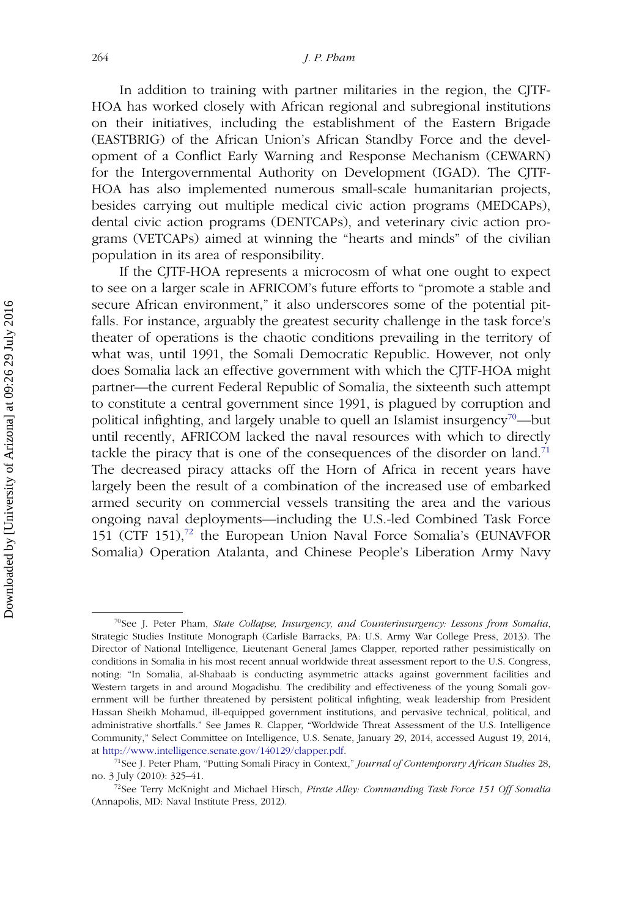In addition to training with partner militaries in the region, the CJTF-HOA has worked closely with African regional and subregional institutions on their initiatives, including the establishment of the Eastern Brigade (EASTBRIG) of the African Union's African Standby Force and the development of a Conflict Early Warning and Response Mechanism (CEWARN) for the Intergovernmental Authority on Development (IGAD). The CJTF-HOA has also implemented numerous small-scale humanitarian projects, besides carrying out multiple medical civic action programs (MEDCAPs), dental civic action programs (DENTCAPs), and veterinary civic action programs (VETCAPs) aimed at winning the "hearts and minds" of the civilian population in its area of responsibility.

If the CJTF-HOA represents a microcosm of what one ought to expect to see on a larger scale in AFRICOM's future efforts to "promote a stable and secure African environment," it also underscores some of the potential pitfalls. For instance, arguably the greatest security challenge in the task force's theater of operations is the chaotic conditions prevailing in the territory of what was, until 1991, the Somali Democratic Republic. However, not only does Somalia lack an effective government with which the CJTF-HOA might partner—the current Federal Republic of Somalia, the sixteenth such attempt to constitute a central government since 1991, is plagued by corruption and political infighting, and largely unable to quell an Islamist insurgency[70]—but until recently, AFRICOM lacked the naval resources with which to directly tackle the piracy that is one of the consequences of the disorder on land.[71] The decreased piracy attacks off the Horn of Africa in recent years have largely been the result of a combination of the increased use of embarked armed security on commercial vessels transiting the area and the various ongoing naval deployments—including the U.S.-led Combined Task Force 151 (CTF 151),[72] the European Union Naval Force Somalia's (EUNAVFOR Somalia) Operation Atalanta, and Chinese People's Liberation Army Navy

---

[70]See J. Peter Pham, *State Collapse, Insurgency, and Counterinsurgency: Lessons from Somalia*, Strategic Studies Institute Monograph (Carlisle Barracks, PA: U.S. Army War College Press, 2013). The Director of National Intelligence, Lieutenant General James Clapper, reported rather pessimistically on conditions in Somalia in his most recent annual worldwide threat assessment report to the U.S. Congress, noting: "In Somalia, al-Shabaab is conducting asymmetric attacks against government facilities and Western targets in and around Mogadishu. The credibility and effectiveness of the young Somali government will be further threatened by persistent political infighting, weak leadership from President Hassan Sheikh Mohamud, ill-equipped government institutions, and pervasive technical, political, and administrative shortfalls." See James R. Clapper, "Worldwide Threat Assessment of the U.S. Intelligence Community," Select Committee on Intelligence, U.S. Senate, January 29, 2014, accessed August 19, 2014, at http://www.intelligence.senate.gov/140129/clapper.pdf.

[71]See J. Peter Pham, "Putting Somali Piracy in Context," *Journal of Contemporary African Studies* 28, no. 3 July (2010): 325–41.

[72]See Terry McKnight and Michael Hirsch, *Pirate Alley: Commanding Task Force 151 Off Somalia* (Annapolis, MD: Naval Institute Press, 2012).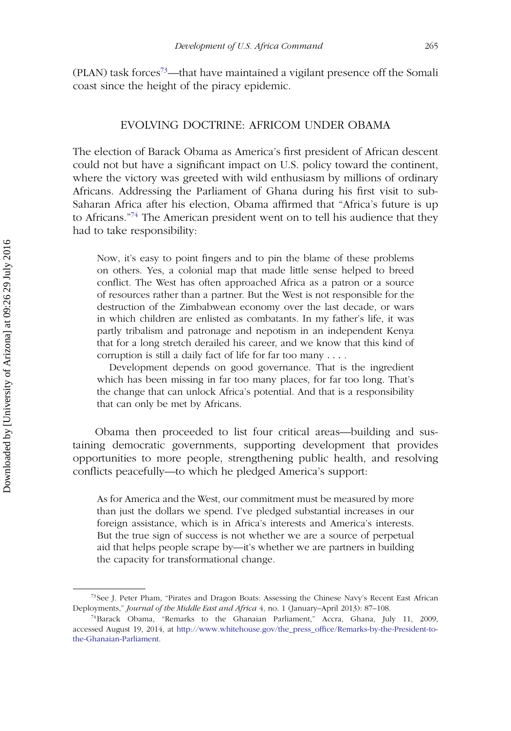(PLAN) task forces[73]—that have maintained a vigilant presence off the Somali coast since the height of the piracy epidemic.

## EVOLVING DOCTRINE: AFRICOM UNDER OBAMA

The election of Barack Obama as America's first president of African descent could not but have a significant impact on U.S. policy toward the continent, where the victory was greeted with wild enthusiasm by millions of ordinary Africans. Addressing the Parliament of Ghana during his first visit to sub-Saharan Africa after his election, Obama affirmed that "Africa's future is up to Africans."[74] The American president went on to tell his audience that they had to take responsibility:

> Now, it's easy to point fingers and to pin the blame of these problems on others. Yes, a colonial map that made little sense helped to breed conflict. The West has often approached Africa as a patron or a source of resources rather than a partner. But the West is not responsible for the destruction of the Zimbabwean economy over the last decade, or wars in which children are enlisted as combatants. In my father's life, it was partly tribalism and patronage and nepotism in an independent Kenya that for a long stretch derailed his career, and we know that this kind of corruption is still a daily fact of life for far too many . . . .
>
> Development depends on good governance. That is the ingredient which has been missing in far too many places, for far too long. That's the change that can unlock Africa's potential. And that is a responsibility that can only be met by Africans.

Obama then proceeded to list four critical areas—building and sustaining democratic governments, supporting development that provides opportunities to more people, strengthening public health, and resolving conflicts peacefully—to which he pledged America's support:

> As for America and the West, our commitment must be measured by more than just the dollars we spend. I've pledged substantial increases in our foreign assistance, which is in Africa's interests and America's interests. But the true sign of success is not whether we are a source of perpetual aid that helps people scrape by—it's whether we are partners in building the capacity for transformational change.

---

[73] See J. Peter Pham, "Pirates and Dragon Boats: Assessing the Chinese Navy's Recent East African Deployments," *Journal of the Middle East and Africa* 4, no. 1 (January–April 2013): 87–108.

[74] Barack Obama, "Remarks to the Ghanaian Parliament," Accra, Ghana, July 11, 2009, accessed August 19, 2014, at http://www.whitehouse.gov/the_press_office/Remarks-by-the-President-to-the-Ghanaian-Parliament.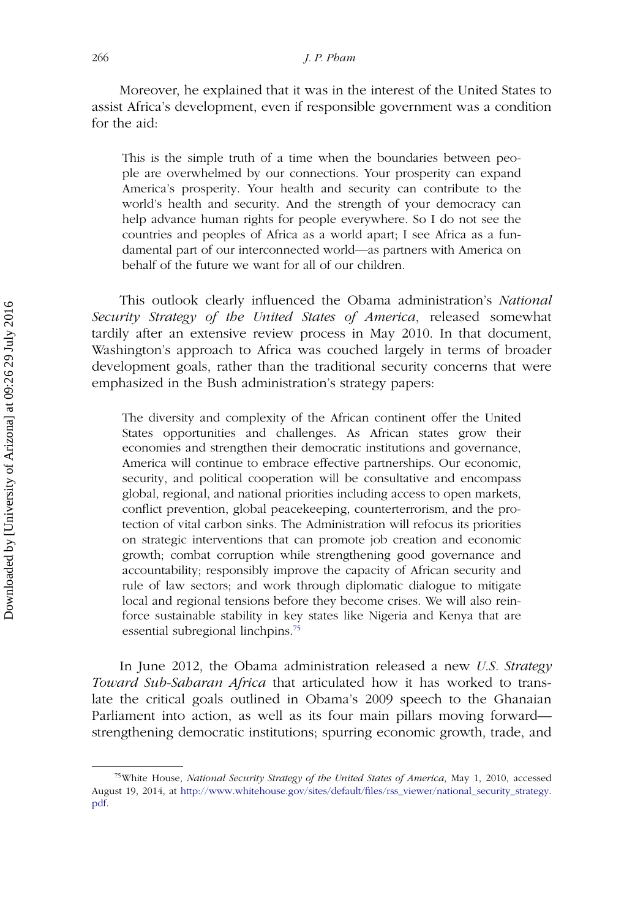Moreover, he explained that it was in the interest of the United States to assist Africa's development, even if responsible government was a condition for the aid:

> This is the simple truth of a time when the boundaries between people are overwhelmed by our connections. Your prosperity can expand America's prosperity. Your health and security can contribute to the world's health and security. And the strength of your democracy can help advance human rights for people everywhere. So I do not see the countries and peoples of Africa as a world apart; I see Africa as a fundamental part of our interconnected world—as partners with America on behalf of the future we want for all of our children.

This outlook clearly influenced the Obama administration's *National Security Strategy of the United States of America*, released somewhat tardily after an extensive review process in May 2010. In that document, Washington's approach to Africa was couched largely in terms of broader development goals, rather than the traditional security concerns that were emphasized in the Bush administration's strategy papers:

> The diversity and complexity of the African continent offer the United States opportunities and challenges. As African states grow their economies and strengthen their democratic institutions and governance, America will continue to embrace effective partnerships. Our economic, security, and political cooperation will be consultative and encompass global, regional, and national priorities including access to open markets, conflict prevention, global peacekeeping, counterterrorism, and the protection of vital carbon sinks. The Administration will refocus its priorities on strategic interventions that can promote job creation and economic growth; combat corruption while strengthening good governance and accountability; responsibly improve the capacity of African security and rule of law sectors; and work through diplomatic dialogue to mitigate local and regional tensions before they become crises. We will also reinforce sustainable stability in key states like Nigeria and Kenya that are essential subregional linchpins.[75]

In June 2012, the Obama administration released a new *U.S. Strategy Toward Sub-Saharan Africa* that articulated how it has worked to translate the critical goals outlined in Obama's 2009 speech to the Ghanaian Parliament into action, as well as its four main pillars moving forward—strengthening democratic institutions; spurring economic growth, trade, and

---

[75] White House, *National Security Strategy of the United States of America*, May 1, 2010, accessed August 19, 2014, at http://www.whitehouse.gov/sites/default/files/rss_viewer/national_security_strategy.pdf.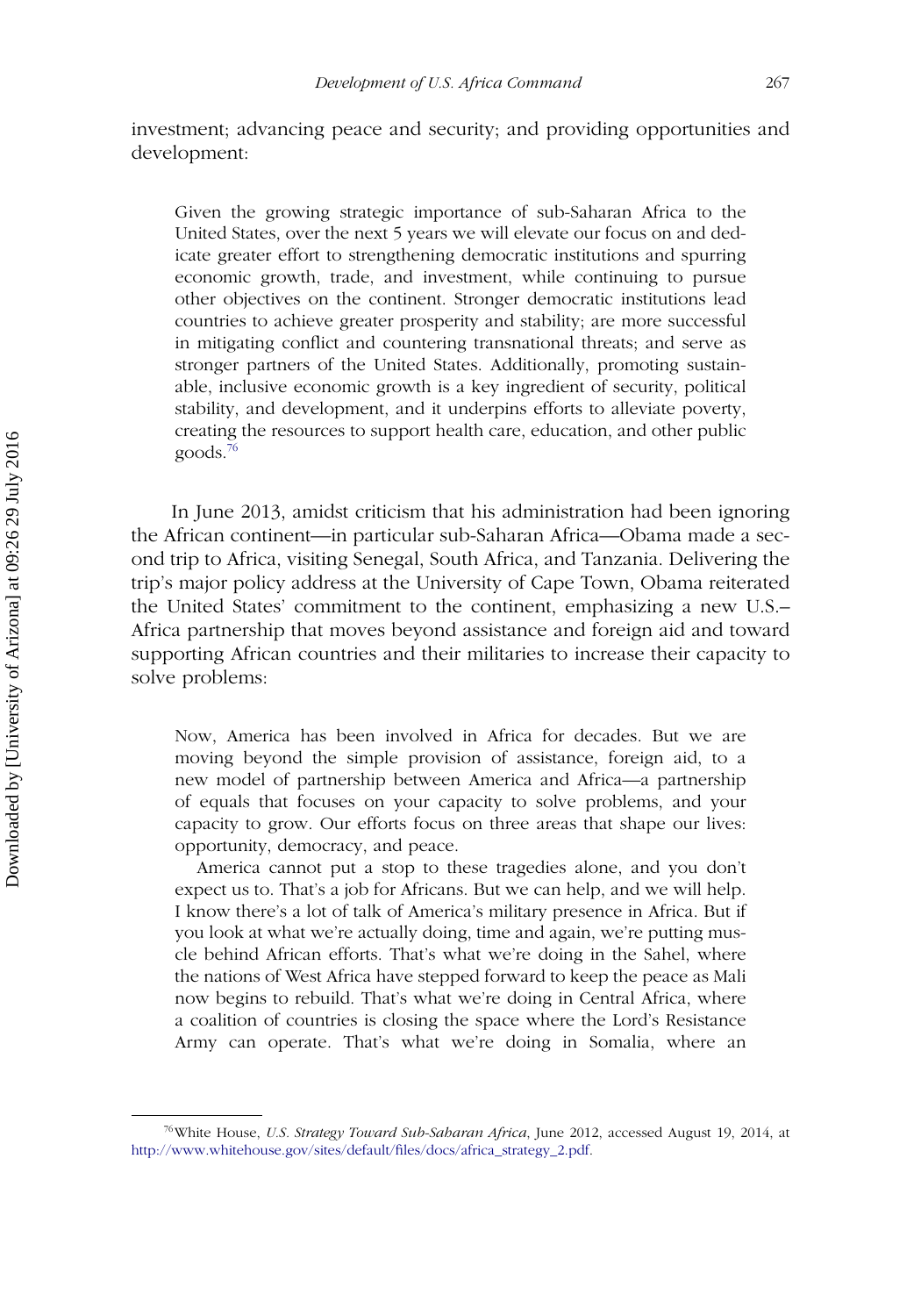investment; advancing peace and security; and providing opportunities and development:

> Given the growing strategic importance of sub-Saharan Africa to the United States, over the next 5 years we will elevate our focus on and dedicate greater effort to strengthening democratic institutions and spurring economic growth, trade, and investment, while continuing to pursue other objectives on the continent. Stronger democratic institutions lead countries to achieve greater prosperity and stability; are more successful in mitigating conflict and countering transnational threats; and serve as stronger partners of the United States. Additionally, promoting sustainable, inclusive economic growth is a key ingredient of security, political stability, and development, and it underpins efforts to alleviate poverty, creating the resources to support health care, education, and other public goods.[76]

In June 2013, amidst criticism that his administration had been ignoring the African continent—in particular sub-Saharan Africa—Obama made a second trip to Africa, visiting Senegal, South Africa, and Tanzania. Delivering the trip's major policy address at the University of Cape Town, Obama reiterated the United States' commitment to the continent, emphasizing a new U.S.–Africa partnership that moves beyond assistance and foreign aid and toward supporting African countries and their militaries to increase their capacity to solve problems:

> Now, America has been involved in Africa for decades. But we are moving beyond the simple provision of assistance, foreign aid, to a new model of partnership between America and Africa—a partnership of equals that focuses on your capacity to solve problems, and your capacity to grow. Our efforts focus on three areas that shape our lives: opportunity, democracy, and peace.
>
> America cannot put a stop to these tragedies alone, and you don't expect us to. That's a job for Africans. But we can help, and we will help. I know there's a lot of talk of America's military presence in Africa. But if you look at what we're actually doing, time and again, we're putting muscle behind African efforts. That's what we're doing in the Sahel, where the nations of West Africa have stepped forward to keep the peace as Mali now begins to rebuild. That's what we're doing in Central Africa, where a coalition of countries is closing the space where the Lord's Resistance Army can operate. That's what we're doing in Somalia, where an

[76] White House, *U.S. Strategy Toward Sub-Saharan Africa*, June 2012, accessed August 19, 2014, at http://www.whitehouse.gov/sites/default/files/docs/africa_strategy_2.pdf.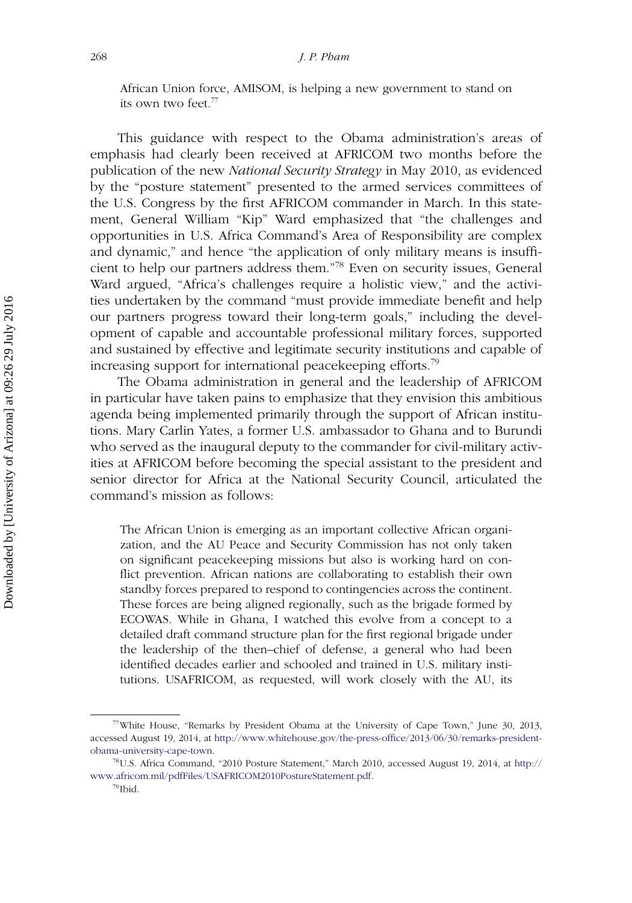African Union force, AMISOM, is helping a new government to stand on its own two feet.[77]

This guidance with respect to the Obama administration's areas of emphasis had clearly been received at AFRICOM two months before the publication of the new *National Security Strategy* in May 2010, as evidenced by the "posture statement" presented to the armed services committees of the U.S. Congress by the first AFRICOM commander in March. In this statement, General William "Kip" Ward emphasized that "the challenges and opportunities in U.S. Africa Command's Area of Responsibility are complex and dynamic," and hence "the application of only military means is insufficient to help our partners address them."[78] Even on security issues, General Ward argued, "Africa's challenges require a holistic view," and the activities undertaken by the command "must provide immediate benefit and help our partners progress toward their long-term goals," including the development of capable and accountable professional military forces, supported and sustained by effective and legitimate security institutions and capable of increasing support for international peacekeeping efforts.[79]

The Obama administration in general and the leadership of AFRICOM in particular have taken pains to emphasize that they envision this ambitious agenda being implemented primarily through the support of African institutions. Mary Carlin Yates, a former U.S. ambassador to Ghana and to Burundi who served as the inaugural deputy to the commander for civil-military activities at AFRICOM before becoming the special assistant to the president and senior director for Africa at the National Security Council, articulated the command's mission as follows:

> The African Union is emerging as an important collective African organization, and the AU Peace and Security Commission has not only taken on significant peacekeeping missions but also is working hard on conflict prevention. African nations are collaborating to establish their own standby forces prepared to respond to contingencies across the continent. These forces are being aligned regionally, such as the brigade formed by ECOWAS. While in Ghana, I watched this evolve from a concept to a detailed draft command structure plan for the first regional brigade under the leadership of the then–chief of defense, a general who had been identified decades earlier and schooled and trained in U.S. military institutions. USAFRICOM, as requested, will work closely with the AU, its

---

[77] White House, "Remarks by President Obama at the University of Cape Town," June 30, 2013, accessed August 19, 2014, at http://www.whitehouse.gov/the-press-office/2013/06/30/remarks-president-obama-university-cape-town.

[78] U.S. Africa Command, "2010 Posture Statement," March 2010, accessed August 19, 2014, at http://www.africom.mil/pdfFiles/USAFRICOM2010PostureStatement.pdf.

[79] Ibid.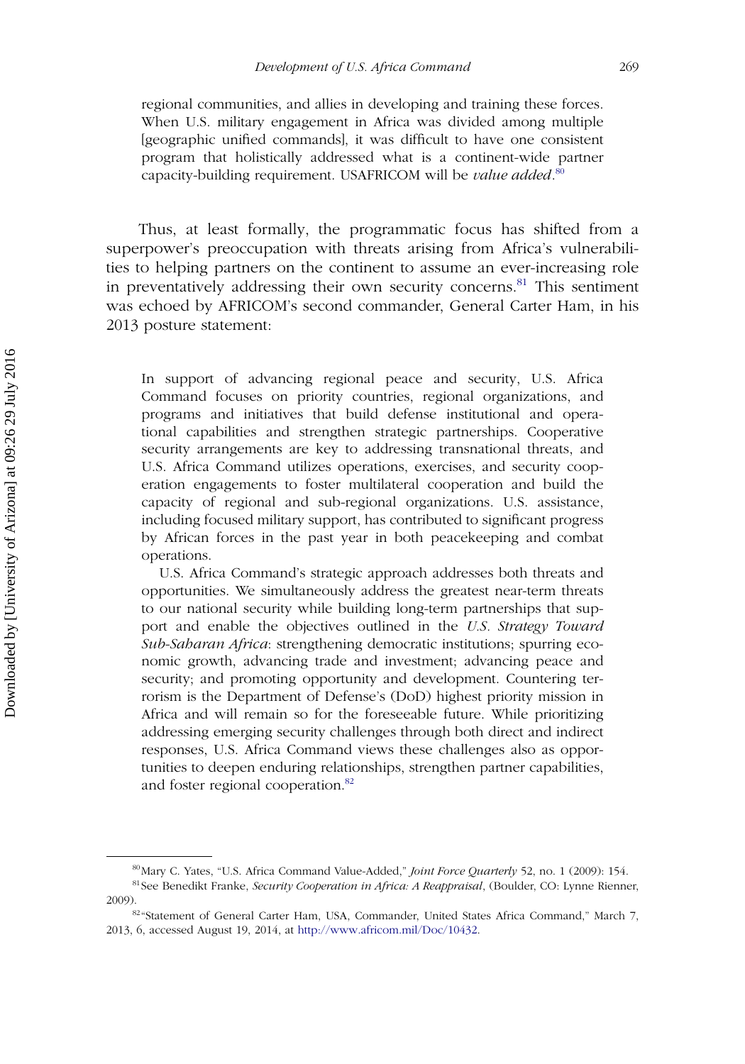regional communities, and allies in developing and training these forces. When U.S. military engagement in Africa was divided among multiple [geographic unified commands], it was difficult to have one consistent program that holistically addressed what is a continent-wide partner capacity-building requirement. USAFRICOM will be *value added*.[80]

Thus, at least formally, the programmatic focus has shifted from a superpower's preoccupation with threats arising from Africa's vulnerabilities to helping partners on the continent to assume an ever-increasing role in preventatively addressing their own security concerns.[81] This sentiment was echoed by AFRICOM's second commander, General Carter Ham, in his 2013 posture statement:

> In support of advancing regional peace and security, U.S. Africa Command focuses on priority countries, regional organizations, and programs and initiatives that build defense institutional and operational capabilities and strengthen strategic partnerships. Cooperative security arrangements are key to addressing transnational threats, and U.S. Africa Command utilizes operations, exercises, and security cooperation engagements to foster multilateral cooperation and build the capacity of regional and sub-regional organizations. U.S. assistance, including focused military support, has contributed to significant progress by African forces in the past year in both peacekeeping and combat operations.
>
> U.S. Africa Command's strategic approach addresses both threats and opportunities. We simultaneously address the greatest near-term threats to our national security while building long-term partnerships that support and enable the objectives outlined in the *U.S. Strategy Toward Sub-Saharan Africa*: strengthening democratic institutions; spurring economic growth, advancing trade and investment; advancing peace and security; and promoting opportunity and development. Countering terrorism is the Department of Defense's (DoD) highest priority mission in Africa and will remain so for the foreseeable future. While prioritizing addressing emerging security challenges through both direct and indirect responses, U.S. Africa Command views these challenges also as opportunities to deepen enduring relationships, strengthen partner capabilities, and foster regional cooperation.[82]

---

[80] Mary C. Yates, "U.S. Africa Command Value-Added," *Joint Force Quarterly* 52, no. 1 (2009): 154.

[81] See Benedikt Franke, *Security Cooperation in Africa: A Reappraisal*, (Boulder, CO: Lynne Rienner, 2009).

[82] "Statement of General Carter Ham, USA, Commander, United States Africa Command," March 7, 2013, 6, accessed August 19, 2014, at http://www.africom.mil/Doc/10432.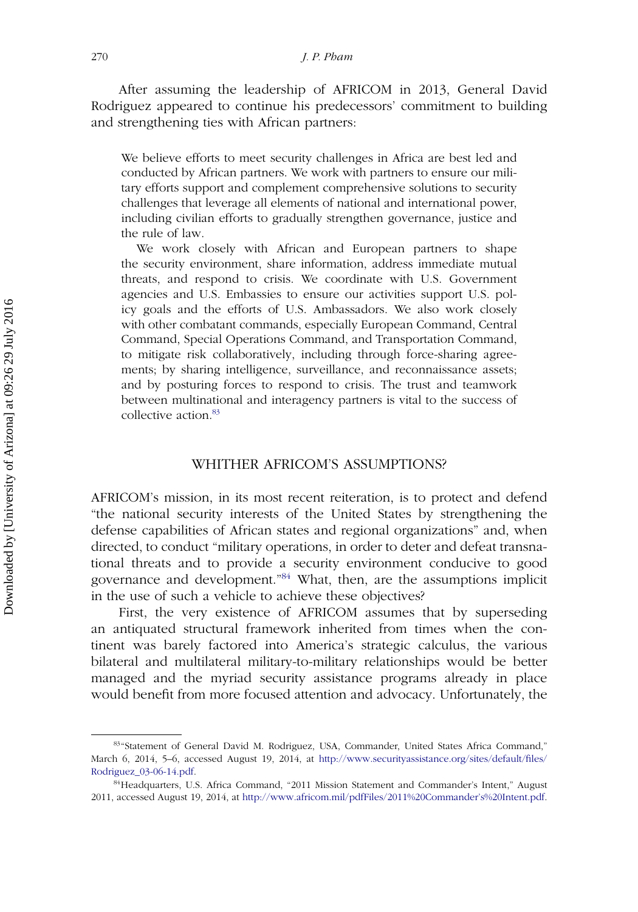After assuming the leadership of AFRICOM in 2013, General David Rodriguez appeared to continue his predecessors' commitment to building and strengthening ties with African partners:

> We believe efforts to meet security challenges in Africa are best led and conducted by African partners. We work with partners to ensure our military efforts support and complement comprehensive solutions to security challenges that leverage all elements of national and international power, including civilian efforts to gradually strengthen governance, justice and the rule of law.
>
> We work closely with African and European partners to shape the security environment, share information, address immediate mutual threats, and respond to crisis. We coordinate with U.S. Government agencies and U.S. Embassies to ensure our activities support U.S. policy goals and the efforts of U.S. Ambassadors. We also work closely with other combatant commands, especially European Command, Central Command, Special Operations Command, and Transportation Command, to mitigate risk collaboratively, including through force-sharing agreements; by sharing intelligence, surveillance, and reconnaissance assets; and by posturing forces to respond to crisis. The trust and teamwork between multinational and interagency partners is vital to the success of collective action.[83]

## WHITHER AFRICOM'S ASSUMPTIONS?

AFRICOM's mission, in its most recent reiteration, is to protect and defend "the national security interests of the United States by strengthening the defense capabilities of African states and regional organizations" and, when directed, to conduct "military operations, in order to deter and defeat transnational threats and to provide a security environment conducive to good governance and development."[84] What, then, are the assumptions implicit in the use of such a vehicle to achieve these objectives?

First, the very existence of AFRICOM assumes that by superseding an antiquated structural framework inherited from times when the continent was barely factored into America's strategic calculus, the various bilateral and multilateral military-to-military relationships would be better managed and the myriad security assistance programs already in place would benefit from more focused attention and advocacy. Unfortunately, the

---

[83] "Statement of General David M. Rodriguez, USA, Commander, United States Africa Command," March 6, 2014, 5–6, accessed August 19, 2014, at http://www.securityassistance.org/sites/default/files/Rodriguez_03-06-14.pdf.

[84] Headquarters, U.S. Africa Command, "2011 Mission Statement and Commander's Intent," August 2011, accessed August 19, 2014, at http://www.africom.mil/pdfFiles/2011%20Commander's%20Intent.pdf.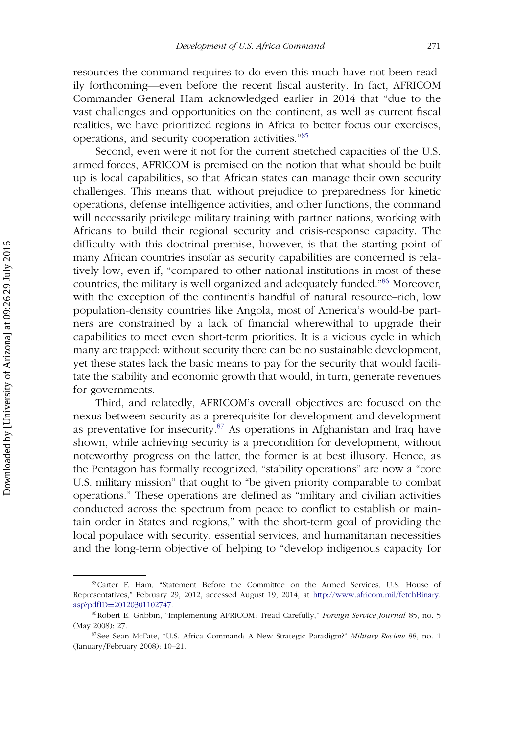resources the command requires to do even this much have not been readily forthcoming—even before the recent fiscal austerity. In fact, AFRICOM Commander General Ham acknowledged earlier in 2014 that "due to the vast challenges and opportunities on the continent, as well as current fiscal realities, we have prioritized regions in Africa to better focus our exercises, operations, and security cooperation activities."[85]

Second, even were it not for the current stretched capacities of the U.S. armed forces, AFRICOM is premised on the notion that what should be built up is local capabilities, so that African states can manage their own security challenges. This means that, without prejudice to preparedness for kinetic operations, defense intelligence activities, and other functions, the command will necessarily privilege military training with partner nations, working with Africans to build their regional security and crisis-response capacity. The difficulty with this doctrinal premise, however, is that the starting point of many African countries insofar as security capabilities are concerned is relatively low, even if, "compared to other national institutions in most of these countries, the military is well organized and adequately funded."[86] Moreover, with the exception of the continent's handful of natural resource–rich, low population-density countries like Angola, most of America's would-be partners are constrained by a lack of financial wherewithal to upgrade their capabilities to meet even short-term priorities. It is a vicious cycle in which many are trapped: without security there can be no sustainable development, yet these states lack the basic means to pay for the security that would facilitate the stability and economic growth that would, in turn, generate revenues for governments.

Third, and relatedly, AFRICOM's overall objectives are focused on the nexus between security as a prerequisite for development and development as preventative for insecurity.[87] As operations in Afghanistan and Iraq have shown, while achieving security is a precondition for development, without noteworthy progress on the latter, the former is at best illusory. Hence, as the Pentagon has formally recognized, "stability operations" are now a "core U.S. military mission" that ought to "be given priority comparable to combat operations." These operations are defined as "military and civilian activities conducted across the spectrum from peace to conflict to establish or maintain order in States and regions," with the short-term goal of providing the local populace with security, essential services, and humanitarian necessities and the long-term objective of helping to "develop indigenous capacity for

---

[85] Carter F. Ham, "Statement Before the Committee on the Armed Services, U.S. House of Representatives," February 29, 2012, accessed August 19, 2014, at http://www.africom.mil/fetchBinary.asp?pdfID=20120301102747.

[86] Robert E. Gribbin, "Implementing AFRICOM: Tread Carefully," *Foreign Service Journal* 85, no. 5 (May 2008): 27.

[87] See Sean McFate, "U.S. Africa Command: A New Strategic Paradigm?" *Military Review* 88, no. 1 (January/February 2008): 10–21.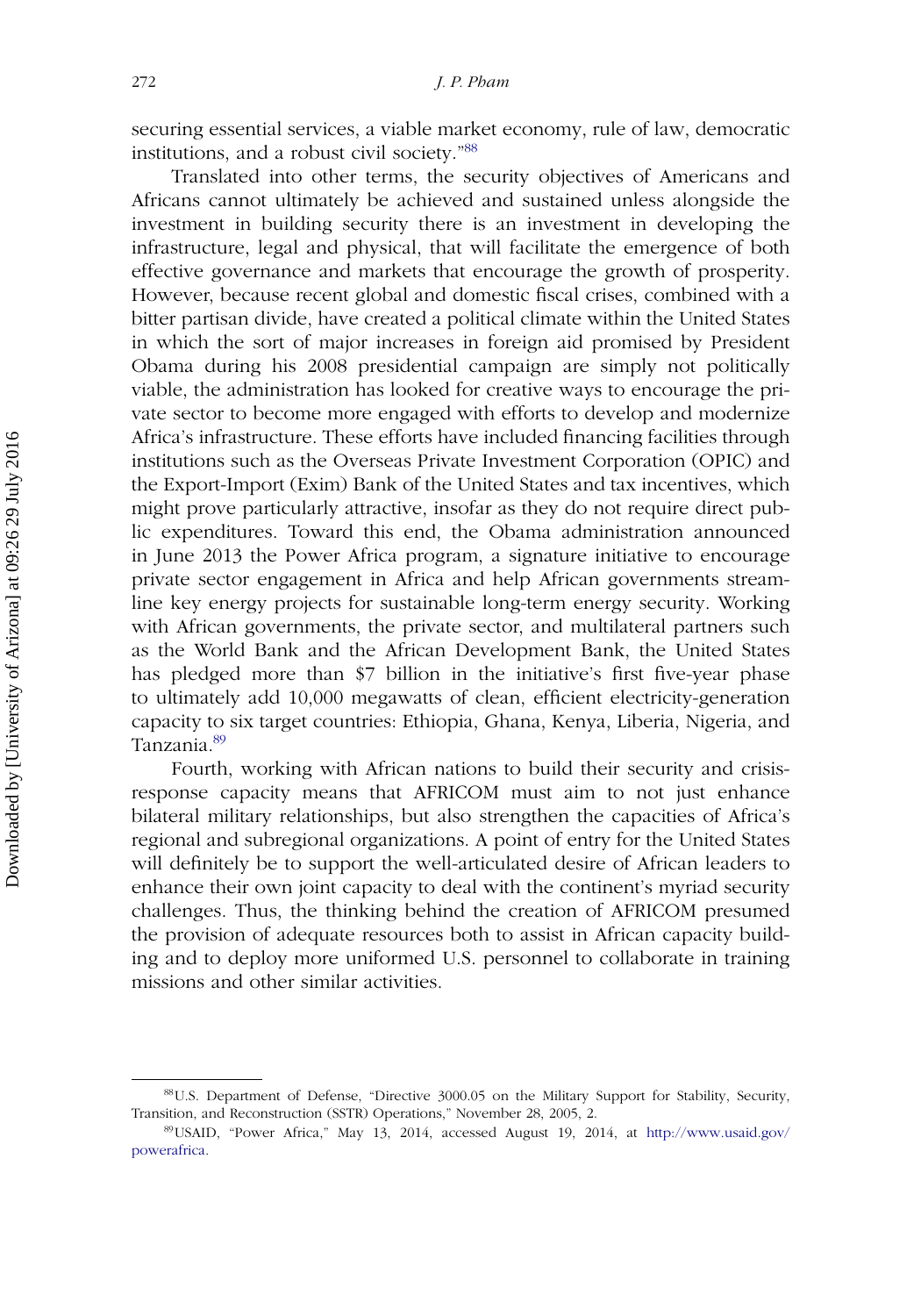securing essential services, a viable market economy, rule of law, democratic institutions, and a robust civil society."[88]

Translated into other terms, the security objectives of Americans and Africans cannot ultimately be achieved and sustained unless alongside the investment in building security there is an investment in developing the infrastructure, legal and physical, that will facilitate the emergence of both effective governance and markets that encourage the growth of prosperity. However, because recent global and domestic fiscal crises, combined with a bitter partisan divide, have created a political climate within the United States in which the sort of major increases in foreign aid promised by President Obama during his 2008 presidential campaign are simply not politically viable, the administration has looked for creative ways to encourage the private sector to become more engaged with efforts to develop and modernize Africa's infrastructure. These efforts have included financing facilities through institutions such as the Overseas Private Investment Corporation (OPIC) and the Export-Import (Exim) Bank of the United States and tax incentives, which might prove particularly attractive, insofar as they do not require direct public expenditures. Toward this end, the Obama administration announced in June 2013 the Power Africa program, a signature initiative to encourage private sector engagement in Africa and help African governments streamline key energy projects for sustainable long-term energy security. Working with African governments, the private sector, and multilateral partners such as the World Bank and the African Development Bank, the United States has pledged more than $7 billion in the initiative's first five-year phase to ultimately add 10,000 megawatts of clean, efficient electricity-generation capacity to six target countries: Ethiopia, Ghana, Kenya, Liberia, Nigeria, and Tanzania.[89]

Fourth, working with African nations to build their security and crisis-response capacity means that AFRICOM must aim to not just enhance bilateral military relationships, but also strengthen the capacities of Africa's regional and subregional organizations. A point of entry for the United States will definitely be to support the well-articulated desire of African leaders to enhance their own joint capacity to deal with the continent's myriad security challenges. Thus, the thinking behind the creation of AFRICOM presumed the provision of adequate resources both to assist in African capacity building and to deploy more uniformed U.S. personnel to collaborate in training missions and other similar activities.

---

[88] U.S. Department of Defense, "Directive 3000.05 on the Military Support for Stability, Security, Transition, and Reconstruction (SSTR) Operations," November 28, 2005, 2.

[89] USAID, "Power Africa," May 13, 2014, accessed August 19, 2014, at http://www.usaid.gov/powerafrica.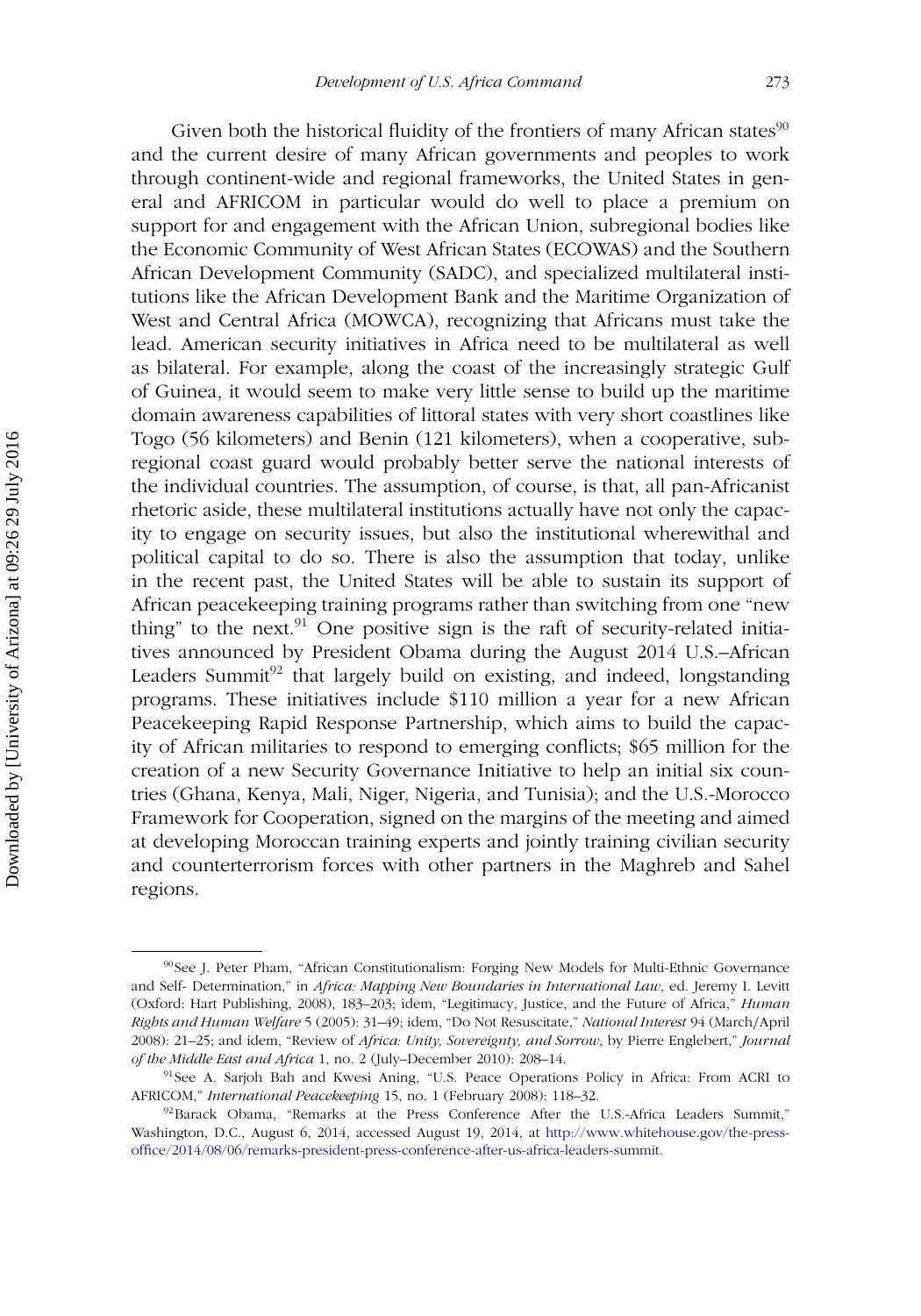Given both the historical fluidity of the frontiers of many African states[90] and the current desire of many African governments and peoples to work through continent-wide and regional frameworks, the United States in general and AFRICOM in particular would do well to place a premium on support for and engagement with the African Union, subregional bodies like the Economic Community of West African States (ECOWAS) and the Southern African Development Community (SADC), and specialized multilateral institutions like the African Development Bank and the Maritime Organization of West and Central Africa (MOWCA), recognizing that Africans must take the lead. American security initiatives in Africa need to be multilateral as well as bilateral. For example, along the coast of the increasingly strategic Gulf of Guinea, it would seem to make very little sense to build up the maritime domain awareness capabilities of littoral states with very short coastlines like Togo (56 kilometers) and Benin (121 kilometers), when a cooperative, subregional coast guard would probably better serve the national interests of the individual countries. The assumption, of course, is that, all pan-Africanist rhetoric aside, these multilateral institutions actually have not only the capacity to engage on security issues, but also the institutional wherewithal and political capital to do so. There is also the assumption that today, unlike in the recent past, the United States will be able to sustain its support of African peacekeeping training programs rather than switching from one "new thing" to the next.[91] One positive sign is the raft of security-related initiatives announced by President Obama during the August 2014 U.S.–African Leaders Summit[92] that largely build on existing, and indeed, longstanding programs. These initiatives include \$110 million a year for a new African Peacekeeping Rapid Response Partnership, which aims to build the capacity of African militaries to respond to emerging conflicts; \$65 million for the creation of a new Security Governance Initiative to help an initial six countries (Ghana, Kenya, Mali, Niger, Nigeria, and Tunisia); and the U.S.-Morocco Framework for Cooperation, signed on the margins of the meeting and aimed at developing Moroccan training experts and jointly training civilian security and counterterrorism forces with other partners in the Maghreb and Sahel regions.

---

[90] See J. Peter Pham, "African Constitutionalism: Forging New Models for Multi-Ethnic Governance and Self- Determination," in *Africa: Mapping New Boundaries in International Law*, ed. Jeremy I. Levitt (Oxford: Hart Publishing, 2008), 183–203; idem, "Legitimacy, Justice, and the Future of Africa," *Human Rights and Human Welfare* 5 (2005): 31–49; idem, "Do Not Resuscitate," *National Interest* 94 (March/April 2008): 21–25; and idem, "Review of *Africa: Unity, Sovereignty, and Sorrow*, by Pierre Englebert," *Journal of the Middle East and Africa* 1, no. 2 (July–December 2010): 208–14.

[91] See A. Sarjoh Bah and Kwesi Aning, "U.S. Peace Operations Policy in Africa: From ACRI to AFRICOM," *International Peacekeeping* 15, no. 1 (February 2008): 118–32.

[92] Barack Obama, "Remarks at the Press Conference After the U.S.-Africa Leaders Summit," Washington, D.C., August 6, 2014, accessed August 19, 2014, at http://www.whitehouse.gov/the-press-office/2014/08/06/remarks-president-press-conference-after-us-africa-leaders-summit.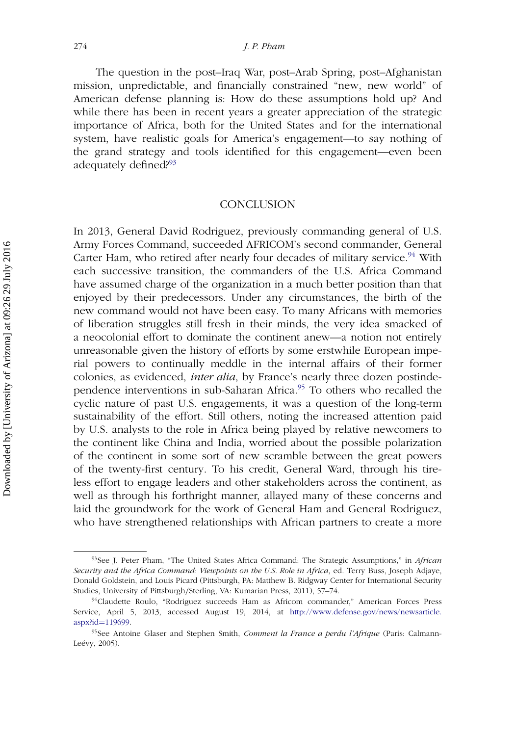The question in the post–Iraq War, post–Arab Spring, post–Afghanistan mission, unpredictable, and financially constrained "new, new world" of American defense planning is: How do these assumptions hold up? And while there has been in recent years a greater appreciation of the strategic importance of Africa, both for the United States and for the international system, have realistic goals for America's engagement—to say nothing of the grand strategy and tools identified for this engagement—even been adequately defined?[93]

## CONCLUSION

In 2013, General David Rodriguez, previously commanding general of U.S. Army Forces Command, succeeded AFRICOM's second commander, General Carter Ham, who retired after nearly four decades of military service.[94] With each successive transition, the commanders of the U.S. Africa Command have assumed charge of the organization in a much better position than that enjoyed by their predecessors. Under any circumstances, the birth of the new command would not have been easy. To many Africans with memories of liberation struggles still fresh in their minds, the very idea smacked of a neocolonial effort to dominate the continent anew—a notion not entirely unreasonable given the history of efforts by some erstwhile European imperial powers to continually meddle in the internal affairs of their former colonies, as evidenced, *inter alia*, by France's nearly three dozen postindependence interventions in sub-Saharan Africa.[95] To others who recalled the cyclic nature of past U.S. engagements, it was a question of the long-term sustainability of the effort. Still others, noting the increased attention paid by U.S. analysts to the role in Africa being played by relative newcomers to the continent like China and India, worried about the possible polarization of the continent in some sort of new scramble between the great powers of the twenty-first century. To his credit, General Ward, through his tireless effort to engage leaders and other stakeholders across the continent, as well as through his forthright manner, allayed many of these concerns and laid the groundwork for the work of General Ham and General Rodriguez, who have strengthened relationships with African partners to create a more

---

[93] See J. Peter Pham, "The United States Africa Command: The Strategic Assumptions," in *African Security and the Africa Command: Viewpoints on the U.S. Role in Africa*, ed. Terry Buss, Joseph Adjaye, Donald Goldstein, and Louis Picard (Pittsburgh, PA: Matthew B. Ridgway Center for International Security Studies, University of Pittsburgh/Sterling, VA: Kumarian Press, 2011), 57–74.

[94] Claudette Roulo, "Rodriguez succeeds Ham as Africom commander," American Forces Press Service, April 5, 2013, accessed August 19, 2014, at http://www.defense.gov/news/newsarticle.aspx?id=119699.

[95] See Antoine Glaser and Stephen Smith, *Comment la France a perdu l'Afrique* (Paris: Calmann-Leévy, 2005).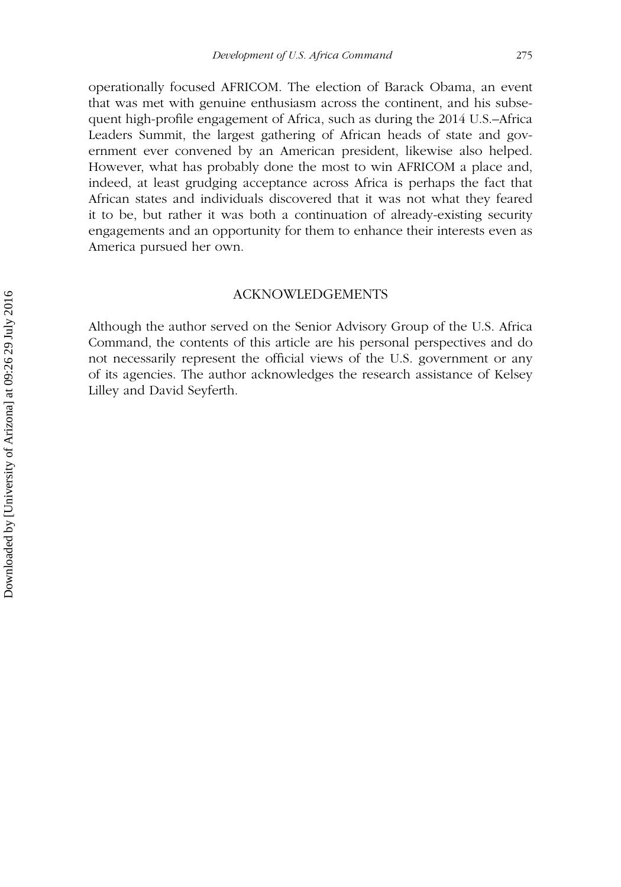operationally focused AFRICOM. The election of Barack Obama, an event that was met with genuine enthusiasm across the continent, and his subsequent high-profile engagement of Africa, such as during the 2014 U.S.–Africa Leaders Summit, the largest gathering of African heads of state and government ever convened by an American president, likewise also helped. However, what has probably done the most to win AFRICOM a place and, indeed, at least grudging acceptance across Africa is perhaps the fact that African states and individuals discovered that it was not what they feared it to be, but rather it was both a continuation of already-existing security engagements and an opportunity for them to enhance their interests even as America pursued her own.

## ACKNOWLEDGEMENTS

Although the author served on the Senior Advisory Group of the U.S. Africa Command, the contents of this article are his personal perspectives and do not necessarily represent the official views of the U.S. government or any of its agencies. The author acknowledges the research assistance of Kelsey Lilley and David Seyferth.